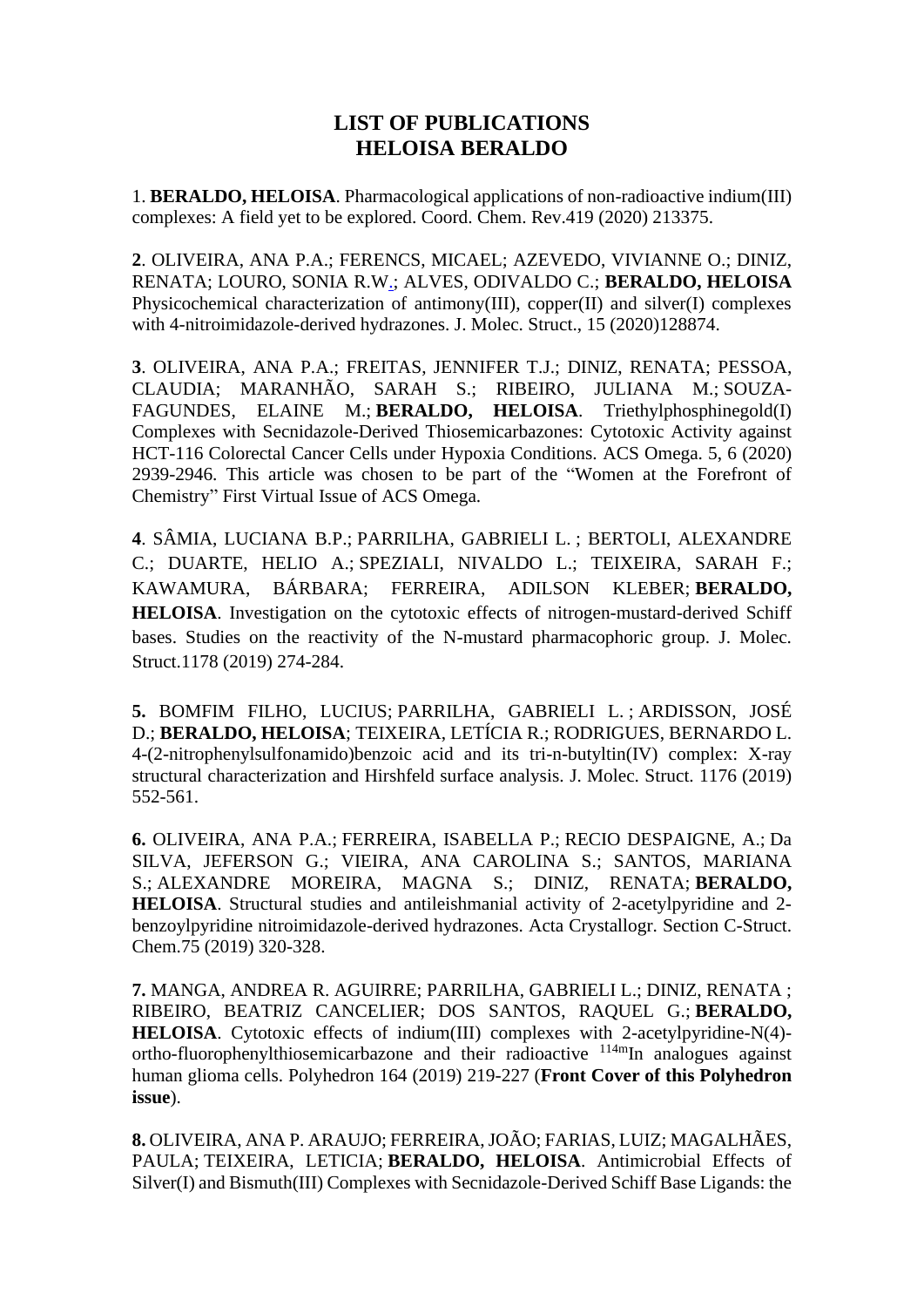# LIST OF PUBLICATIONS
# HELOISA BERALDO

1. **BERALDO, HELOISA**. Pharmacological applications of non-radioactive indium(III) complexes: A field yet to be explored. Coord. Chem. Rev.419 (2020) 213375.

**2**. OLIVEIRA, ANA P.A.; FERENCS, MICAEL; AZEVEDO, VIVIANNE O.; DINIZ, RENATA; LOURO, SONIA R.W.; ALVES, ODIVALDO C.; **BERALDO, HELOISA** Physicochemical characterization of antimony(III), copper(II) and silver(I) complexes with 4-nitroimidazole-derived hydrazones. J. Molec. Struct., 15 (2020)128874.

**3**. OLIVEIRA, ANA P.A.; FREITAS, JENNIFER T.J.; DINIZ, RENATA; PESSOA, CLAUDIA; MARANHÃO, SARAH S.; RIBEIRO, JULIANA M.; SOUZA-FAGUNDES, ELAINE M.; **BERALDO, HELOISA**. Triethylphosphinegold(I) Complexes with Secnidazole-Derived Thiosemicarbazones: Cytotoxic Activity against HCT-116 Colorectal Cancer Cells under Hypoxia Conditions. ACS Omega. 5, 6 (2020) 2939-2946. This article was chosen to be part of the "Women at the Forefront of Chemistry" First Virtual Issue of ACS Omega.

**4**. SÂMIA, LUCIANA B.P.; PARRILHA, GABRIELI L. ; BERTOLI, ALEXANDRE C.; DUARTE, HELIO A.; SPEZIALI, NIVALDO L.; TEIXEIRA, SARAH F.; KAWAMURA, BÁRBARA; FERREIRA, ADILSON KLEBER; **BERALDO, HELOISA**. Investigation on the cytotoxic effects of nitrogen-mustard-derived Schiff bases. Studies on the reactivity of the N-mustard pharmacophoric group. J. Molec. Struct.1178 (2019) 274-284.

**5.** BOMFIM FILHO, LUCIUS; PARRILHA, GABRIELI L. ; ARDISSON, JOSÉ D.; **BERALDO, HELOISA**; TEIXEIRA, LETÍCIA R.; RODRIGUES, BERNARDO L. 4-(2-nitrophenylsulfonamido)benzoic acid and its tri-n-butyltin(IV) complex: X-ray structural characterization and Hirshfeld surface analysis. J. Molec. Struct. 1176 (2019) 552-561.

**6.** OLIVEIRA, ANA P.A.; FERREIRA, ISABELLA P.; RECIO DESPAIGNE, A.; Da SILVA, JEFERSON G.; VIEIRA, ANA CAROLINA S.; SANTOS, MARIANA S.; ALEXANDRE MOREIRA, MAGNA S.; DINIZ, RENATA; **BERALDO, HELOISA**. Structural studies and antileishmanial activity of 2-acetylpyridine and 2-benzoylpyridine nitroimidazole-derived hydrazones. Acta Crystallogr. Section C-Struct. Chem.75 (2019) 320-328.

**7.** MANGA, ANDREA R. AGUIRRE; PARRILHA, GABRIELI L.; DINIZ, RENATA ; RIBEIRO, BEATRIZ CANCELIER; DOS SANTOS, RAQUEL G.; **BERALDO, HELOISA**. Cytotoxic effects of indium(III) complexes with 2-acetylpyridine-N(4)-ortho-fluorophenylthiosemicarbazone and their radioactive $^{114m}$In analogues against human glioma cells. Polyhedron 164 (2019) 219-227 (**Front Cover of this Polyhedron issue**).

**8.** OLIVEIRA, ANA P. ARAUJO; FERREIRA, JOÃO; FARIAS, LUIZ; MAGALHÃES, PAULA; TEIXEIRA, LETICIA; **BERALDO, HELOISA**. Antimicrobial Effects of Silver(I) and Bismuth(III) Complexes with Secnidazole-Derived Schiff Base Ligands: the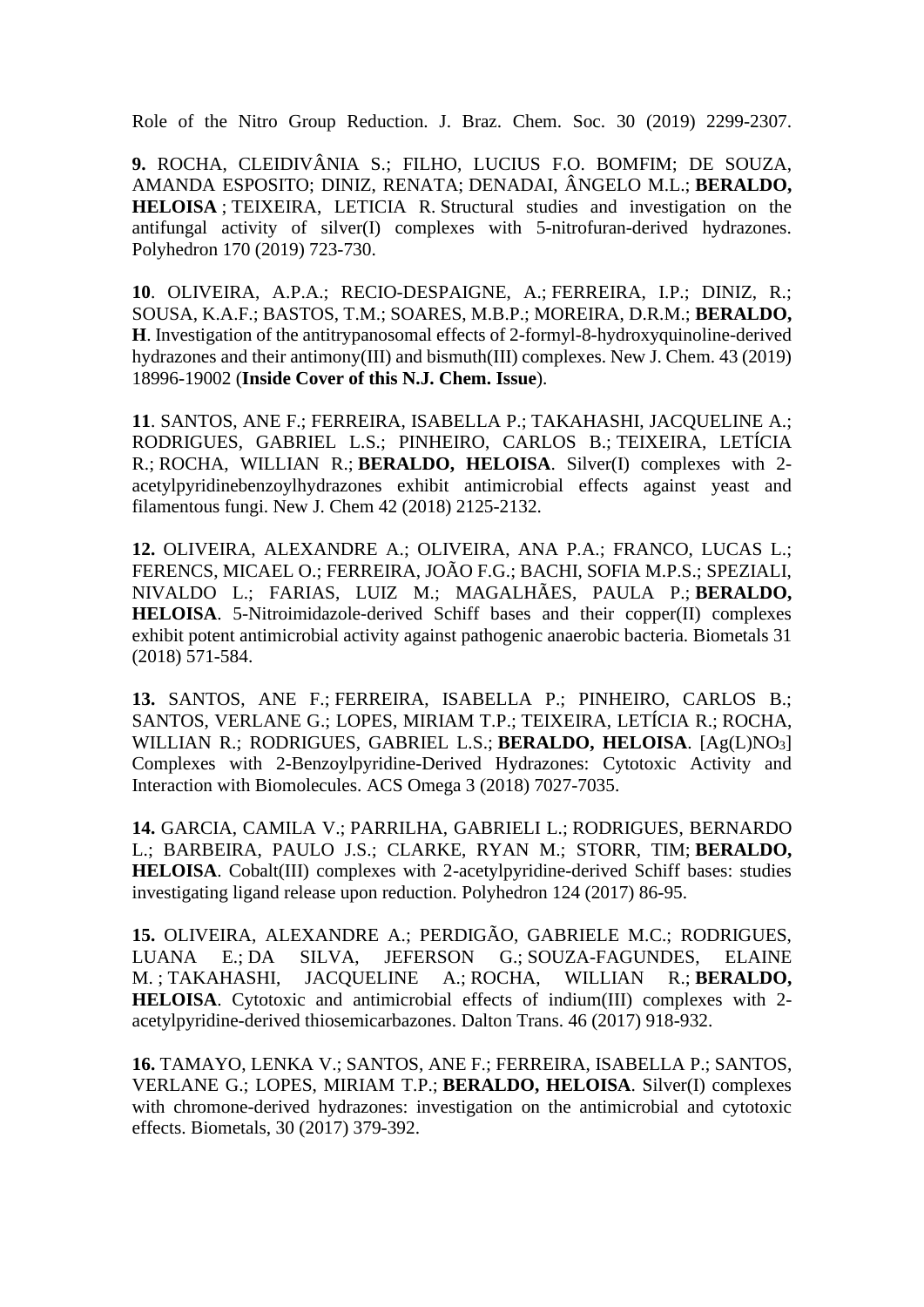Role of the Nitro Group Reduction. J. Braz. Chem. Soc. 30 (2019) 2299-2307.

**9.** ROCHA, CLEIDIVÂNIA S.; FILHO, LUCIUS F.O. BOMFIM; DE SOUZA, AMANDA ESPOSITO; DINIZ, RENATA; DENADAI, ÂNGELO M.L.; **BERALDO, HELOISA** ; TEIXEIRA, LETICIA R. Structural studies and investigation on the antifungal activity of silver(I) complexes with 5-nitrofuran-derived hydrazones. Polyhedron 170 (2019) 723-730.

**10**. OLIVEIRA, A.P.A.; RECIO-DESPAIGNE, A.; FERREIRA, I.P.; DINIZ, R.; SOUSA, K.A.F.; BASTOS, T.M.; SOARES, M.B.P.; MOREIRA, D.R.M.; **BERALDO, H**. Investigation of the antitrypanosomal effects of 2-formyl-8-hydroxyquinoline-derived hydrazones and their antimony(III) and bismuth(III) complexes. New J. Chem. 43 (2019) 18996-19002 (**Inside Cover of this N.J. Chem. Issue**).

**11**. SANTOS, ANE F.; FERREIRA, ISABELLA P.; TAKAHASHI, JACQUELINE A.; RODRIGUES, GABRIEL L.S.; PINHEIRO, CARLOS B.; TEIXEIRA, LETÍCIA R.; ROCHA, WILLIAN R.; **BERALDO, HELOISA**. Silver(I) complexes with 2-acetylpyridinebenzoylhydrazones exhibit antimicrobial effects against yeast and filamentous fungi. New J. Chem 42 (2018) 2125-2132.

**12.** OLIVEIRA, ALEXANDRE A.; OLIVEIRA, ANA P.A.; FRANCO, LUCAS L.; FERENCS, MICAEL O.; FERREIRA, JOÃO F.G.; BACHI, SOFIA M.P.S.; SPEZIALI, NIVALDO L.; FARIAS, LUIZ M.; MAGALHÃES, PAULA P.; **BERALDO, HELOISA**. 5-Nitroimidazole-derived Schiff bases and their copper(II) complexes exhibit potent antimicrobial activity against pathogenic anaerobic bacteria. Biometals 31 (2018) 571-584.

**13.** SANTOS, ANE F.; FERREIRA, ISABELLA P.; PINHEIRO, CARLOS B.; SANTOS, VERLANE G.; LOPES, MIRIAM T.P.; TEIXEIRA, LETÍCIA R.; ROCHA, WILLIAN R.; RODRIGUES, GABRIEL L.S.; **BERALDO, HELOISA**. [Ag(L)$NO_3$] Complexes with 2-Benzoylpyridine-Derived Hydrazones: Cytotoxic Activity and Interaction with Biomolecules. ACS Omega 3 (2018) 7027-7035.

**14.** GARCIA, CAMILA V.; PARRILHA, GABRIELI L.; RODRIGUES, BERNARDO L.; BARBEIRA, PAULO J.S.; CLARKE, RYAN M.; STORR, TIM; **BERALDO, HELOISA**. Cobalt(III) complexes with 2-acetylpyridine-derived Schiff bases: studies investigating ligand release upon reduction. Polyhedron 124 (2017) 86-95.

**15.** OLIVEIRA, ALEXANDRE A.; PERDIGÃO, GABRIELE M.C.; RODRIGUES, LUANA E.; DA SILVA, JEFERSON G.; SOUZA-FAGUNDES, ELAINE M. ; TAKAHASHI, JACQUELINE A.; ROCHA, WILLIAN R.; **BERALDO, HELOISA**. Cytotoxic and antimicrobial effects of indium(III) complexes with 2-acetylpyridine-derived thiosemicarbazones. Dalton Trans. 46 (2017) 918-932.

**16.** TAMAYO, LENKA V.; SANTOS, ANE F.; FERREIRA, ISABELLA P.; SANTOS, VERLANE G.; LOPES, MIRIAM T.P.; **BERALDO, HELOISA**. Silver(I) complexes with chromone-derived hydrazones: investigation on the antimicrobial and cytotoxic effects. Biometals, 30 (2017) 379-392.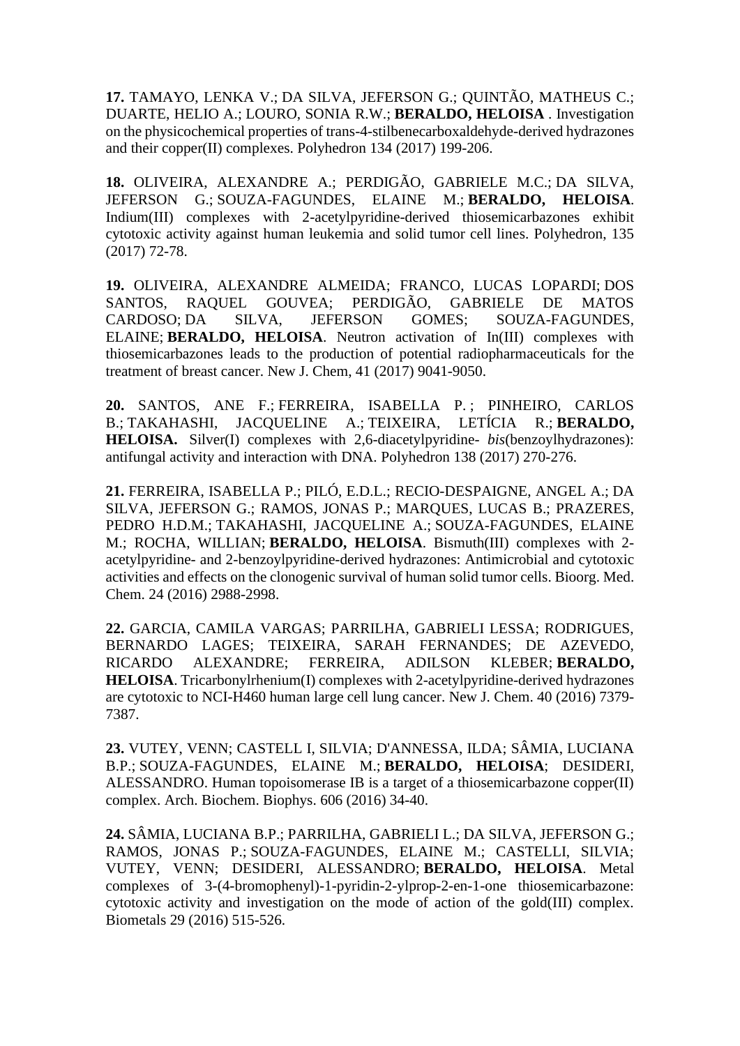**17.** TAMAYO, LENKA V.; DA SILVA, JEFERSON G.; QUINTÃO, MATHEUS C.; DUARTE, HELIO A.; LOURO, SONIA R.W.; **BERALDO, HELOISA** . Investigation on the physicochemical properties of trans-4-stilbenecarboxaldehyde-derived hydrazones and their copper(II) complexes. Polyhedron 134 (2017) 199-206.

**18.** OLIVEIRA, ALEXANDRE A.; PERDIGÃO, GABRIELE M.C.; DA SILVA, JEFERSON G.; SOUZA-FAGUNDES, ELAINE M.; **BERALDO, HELOISA**. Indium(III) complexes with 2-acetylpyridine-derived thiosemicarbazones exhibit cytotoxic activity against human leukemia and solid tumor cell lines. Polyhedron, 135 (2017) 72-78.

**19.** OLIVEIRA, ALEXANDRE ALMEIDA; FRANCO, LUCAS LOPARDI; DOS SANTOS, RAQUEL GOUVEA; PERDIGÃO, GABRIELE DE MATOS CARDOSO; DA SILVA, JEFERSON GOMES; SOUZA-FAGUNDES, ELAINE; **BERALDO, HELOISA**. Neutron activation of In(III) complexes with thiosemicarbazones leads to the production of potential radiopharmaceuticals for the treatment of breast cancer. New J. Chem, 41 (2017) 9041-9050.

**20.** SANTOS, ANE F.; FERREIRA, ISABELLA P. ; PINHEIRO, CARLOS B.; TAKAHASHI, JACQUELINE A.; TEIXEIRA, LETÍCIA R.; **BERALDO, HELOISA.** Silver(I) complexes with 2,6-diacetylpyridine- *bis*(benzoylhydrazones): antifungal activity and interaction with DNA. Polyhedron 138 (2017) 270-276.

**21.** FERREIRA, ISABELLA P.; PILÓ, E.D.L.; RECIO-DESPAIGNE, ANGEL A.; DA SILVA, JEFERSON G.; RAMOS, JONAS P.; MARQUES, LUCAS B.; PRAZERES, PEDRO H.D.M.; TAKAHASHI, JACQUELINE A.; SOUZA-FAGUNDES, ELAINE M.; ROCHA, WILLIAN; **BERALDO, HELOISA**. Bismuth(III) complexes with 2-acetylpyridine- and 2-benzoylpyridine-derived hydrazones: Antimicrobial and cytotoxic activities and effects on the clonogenic survival of human solid tumor cells. Bioorg. Med. Chem. 24 (2016) 2988-2998.

**22.** GARCIA, CAMILA VARGAS; PARRILHA, GABRIELI LESSA; RODRIGUES, BERNARDO LAGES; TEIXEIRA, SARAH FERNANDES; DE AZEVEDO, RICARDO ALEXANDRE; FERREIRA, ADILSON KLEBER; **BERALDO, HELOISA**. Tricarbonylrhenium(I) complexes with 2-acetylpyridine-derived hydrazones are cytotoxic to NCI-H460 human large cell lung cancer. New J. Chem. 40 (2016) 7379-7387.

**23.** VUTEY, VENN; CASTELL I, SILVIA; D'ANNESSA, ILDA; SÂMIA, LUCIANA B.P.; SOUZA-FAGUNDES, ELAINE M.; **BERALDO, HELOISA**; DESIDERI, ALESSANDRO. Human topoisomerase IB is a target of a thiosemicarbazone copper(II) complex. Arch. Biochem. Biophys. 606 (2016) 34-40.

**24.** SÂMIA, LUCIANA B.P.; PARRILHA, GABRIELI L.; DA SILVA, JEFERSON G.; RAMOS, JONAS P.; SOUZA-FAGUNDES, ELAINE M.; CASTELLI, SILVIA; VUTEY, VENN; DESIDERI, ALESSANDRO; **BERALDO, HELOISA**. Metal complexes of 3-(4-bromophenyl)-1-pyridin-2-ylprop-2-en-1-one thiosemicarbazone: cytotoxic activity and investigation on the mode of action of the gold(III) complex. Biometals 29 (2016) 515-526.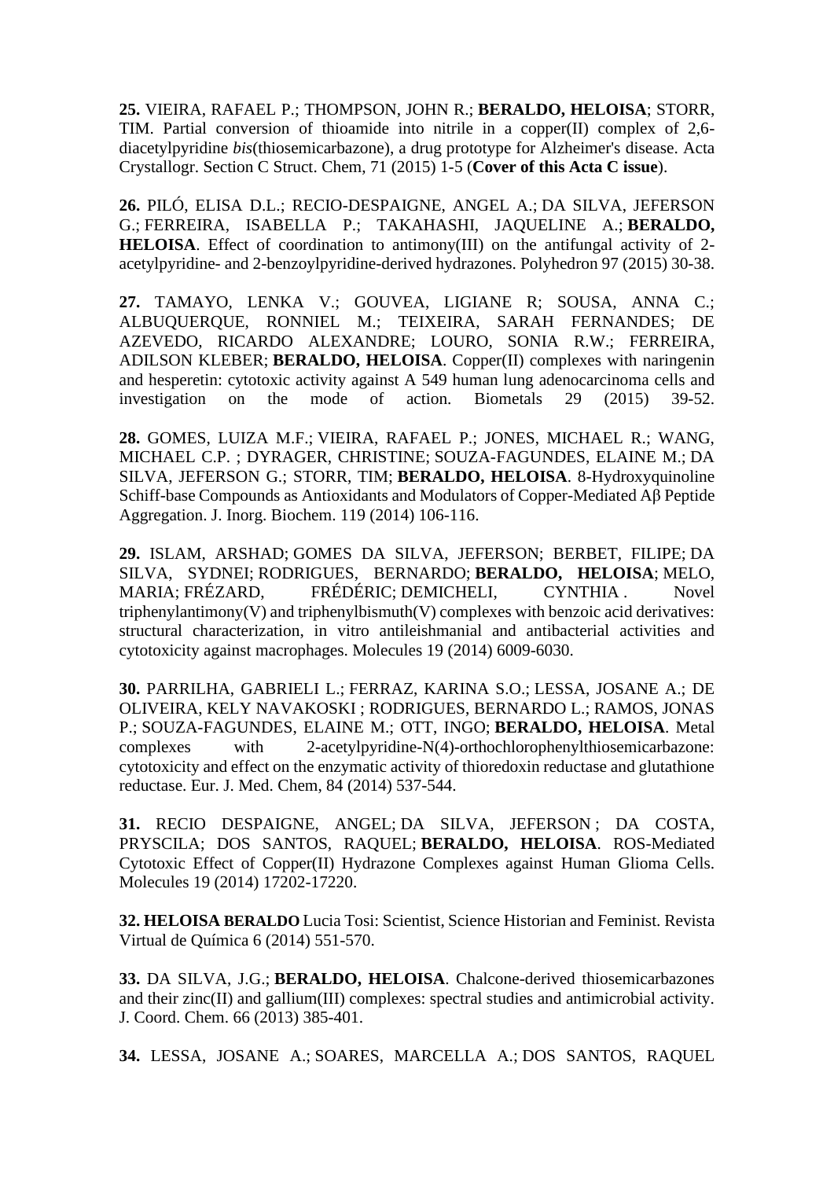**25.** VIEIRA, RAFAEL P.; THOMPSON, JOHN R.; **BERALDO, HELOISA**; STORR, TIM. Partial conversion of thioamide into nitrile in a copper(II) complex of 2,6-diacetylpyridine *bis*(thiosemicarbazone), a drug prototype for Alzheimer's disease. Acta Crystallogr. Section C Struct. Chem, 71 (2015) 1-5 (**Cover of this Acta C issue**).

**26.** PILÓ, ELISA D.L.; RECIO-DESPAIGNE, ANGEL A.; DA SILVA, JEFERSON G.; FERREIRA, ISABELLA P.; TAKAHASHI, JAQUELINE A.; **BERALDO, HELOISA**. Effect of coordination to antimony(III) on the antifungal activity of 2-acetylpyridine- and 2-benzoylpyridine-derived hydrazones. Polyhedron 97 (2015) 30-38.

**27.** TAMAYO, LENKA V.; GOUVEA, LIGIANE R; SOUSA, ANNA C.; ALBUQUERQUE, RONNIEL M.; TEIXEIRA, SARAH FERNANDES; DE AZEVEDO, RICARDO ALEXANDRE; LOURO, SONIA R.W.; FERREIRA, ADILSON KLEBER; **BERALDO, HELOISA**. Copper(II) complexes with naringenin and hesperetin: cytotoxic activity against A 549 human lung adenocarcinoma cells and investigation on the mode of action. Biometals 29 (2015) 39-52.

**28.** GOMES, LUIZA M.F.; VIEIRA, RAFAEL P.; JONES, MICHAEL R.; WANG, MICHAEL C.P. ; DYRAGER, CHRISTINE; SOUZA-FAGUNDES, ELAINE M.; DA SILVA, JEFERSON G.; STORR, TIM; **BERALDO, HELOISA**. 8-Hydroxyquinoline Schiff-base Compounds as Antioxidants and Modulators of Copper-Mediated Aβ Peptide Aggregation. J. Inorg. Biochem. 119 (2014) 106-116.

**29.** ISLAM, ARSHAD; GOMES DA SILVA, JEFERSON; BERBET, FILIPE; DA SILVA, SYDNEI; RODRIGUES, BERNARDO; **BERALDO, HELOISA**; MELO, MARIA; FRÉZARD, FRÉDÉRIC; DEMICHELI, CYNTHIA . Novel triphenylantimony(V) and triphenylbismuth(V) complexes with benzoic acid derivatives: structural characterization, in vitro antileishmanial and antibacterial activities and cytotoxicity against macrophages. Molecules 19 (2014) 6009-6030.

**30.** PARRILHA, GABRIELI L.; FERRAZ, KARINA S.O.; LESSA, JOSANE A.; DE OLIVEIRA, KELY NAVAKOSKI ; RODRIGUES, BERNARDO L.; RAMOS, JONAS P.; SOUZA-FAGUNDES, ELAINE M.; OTT, INGO; **BERALDO, HELOISA**. Metal complexes with 2-acetylpyridine-N(4)-orthochlorophenylthiosemicarbazone: cytotoxicity and effect on the enzymatic activity of thioredoxin reductase and glutathione reductase. Eur. J. Med. Chem, 84 (2014) 537-544.

**31.** RECIO DESPAIGNE, ANGEL; DA SILVA, JEFERSON ; DA COSTA, PRYSCILA; DOS SANTOS, RAQUEL; **BERALDO, HELOISA**. ROS-Mediated Cytotoxic Effect of Copper(II) Hydrazone Complexes against Human Glioma Cells. Molecules 19 (2014) 17202-17220.

**32. HELOISA BERALDO** Lucia Tosi: Scientist, Science Historian and Feminist. Revista Virtual de Química 6 (2014) 551-570.

**33.** DA SILVA, J.G.; **BERALDO, HELOISA**. Chalcone-derived thiosemicarbazones and their zinc(II) and gallium(III) complexes: spectral studies and antimicrobial activity. J. Coord. Chem. 66 (2013) 385-401.

**34.** LESSA, JOSANE A.; SOARES, MARCELLA A.; DOS SANTOS, RAQUEL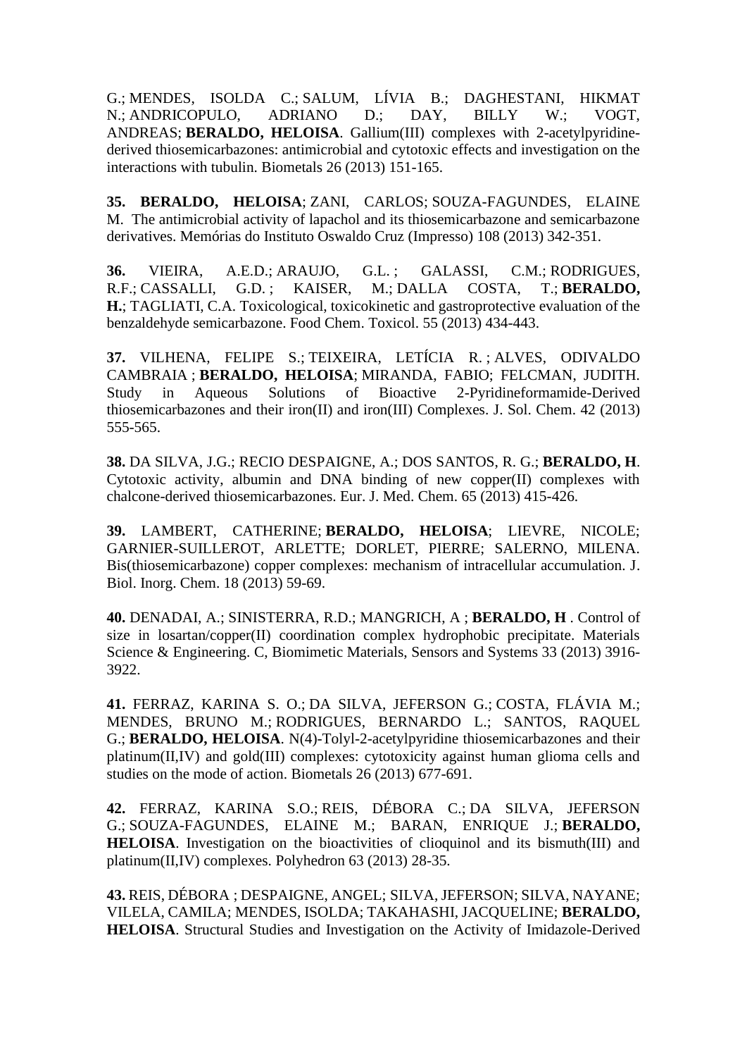G.; MENDES, ISOLDA C.; SALUM, LÍVIA B.; DAGHESTANI, HIKMAT N.; ANDRICOPULO, ADRIANO D.; DAY, BILLY W.; VOGT, ANDREAS; **BERALDO, HELOISA**. Gallium(III) complexes with 2-acetylpyridine-derived thiosemicarbazones: antimicrobial and cytotoxic effects and investigation on the interactions with tubulin. Biometals 26 (2013) 151-165.

**35. BERALDO, HELOISA**; ZANI, CARLOS; SOUZA-FAGUNDES, ELAINE M. The antimicrobial activity of lapachol and its thiosemicarbazone and semicarbazone derivatives. Memórias do Instituto Oswaldo Cruz (Impresso) 108 (2013) 342-351.

**36.** VIEIRA, A.E.D.; ARAUJO, G.L. ; GALASSI, C.M.; RODRIGUES, R.F.; CASSALLI, G.D. ; KAISER, M.; DALLA COSTA, T.; **BERALDO, H.**; TAGLIATI, C.A. Toxicological, toxicokinetic and gastroprotective evaluation of the benzaldehyde semicarbazone. Food Chem. Toxicol. 55 (2013) 434-443.

**37.** VILHENA, FELIPE S.; TEIXEIRA, LETÍCIA R. ; ALVES, ODIVALDO CAMBRAIA ; **BERALDO, HELOISA**; MIRANDA, FABIO; FELCMAN, JUDITH. Study in Aqueous Solutions of Bioactive 2-Pyridineformamide-Derived thiosemicarbazones and their iron(II) and iron(III) Complexes. J. Sol. Chem. 42 (2013) 555-565.

**38.** DA SILVA, J.G.; RECIO DESPAIGNE, A.; DOS SANTOS, R. G.; **BERALDO, H**. Cytotoxic activity, albumin and DNA binding of new copper(II) complexes with chalcone-derived thiosemicarbazones. Eur. J. Med. Chem. 65 (2013) 415-426.

**39.** LAMBERT, CATHERINE; **BERALDO, HELOISA**; LIEVRE, NICOLE; GARNIER-SUILLEROT, ARLETTE; DORLET, PIERRE; SALERNO, MILENA. Bis(thiosemicarbazone) copper complexes: mechanism of intracellular accumulation. J. Biol. Inorg. Chem. 18 (2013) 59-69.

**40.** DENADAI, A.; SINISTERRA, R.D.; MANGRICH, A ; **BERALDO, H** . Control of size in losartan/copper(II) coordination complex hydrophobic precipitate. Materials Science & Engineering. C, Biomimetic Materials, Sensors and Systems 33 (2013) 3916-3922.

**41.** FERRAZ, KARINA S. O.; DA SILVA, JEFERSON G.; COSTA, FLÁVIA M.; MENDES, BRUNO M.; RODRIGUES, BERNARDO L.; SANTOS, RAQUEL G.; **BERALDO, HELOISA**. N(4)-Tolyl-2-acetylpyridine thiosemicarbazones and their platinum(II,IV) and gold(III) complexes: cytotoxicity against human glioma cells and studies on the mode of action. Biometals 26 (2013) 677-691.

**42.** FERRAZ, KARINA S.O.; REIS, DÉBORA C.; DA SILVA, JEFERSON G.; SOUZA-FAGUNDES, ELAINE M.; BARAN, ENRIQUE J.; **BERALDO, HELOISA**. Investigation on the bioactivities of clioquinol and its bismuth(III) and platinum(II,IV) complexes. Polyhedron 63 (2013) 28-35.

**43.** REIS, DÉBORA ; DESPAIGNE, ANGEL; SILVA, JEFERSON; SILVA, NAYANE; VILELA, CAMILA; MENDES, ISOLDA; TAKAHASHI, JACQUELINE; **BERALDO, HELOISA**. Structural Studies and Investigation on the Activity of Imidazole-Derived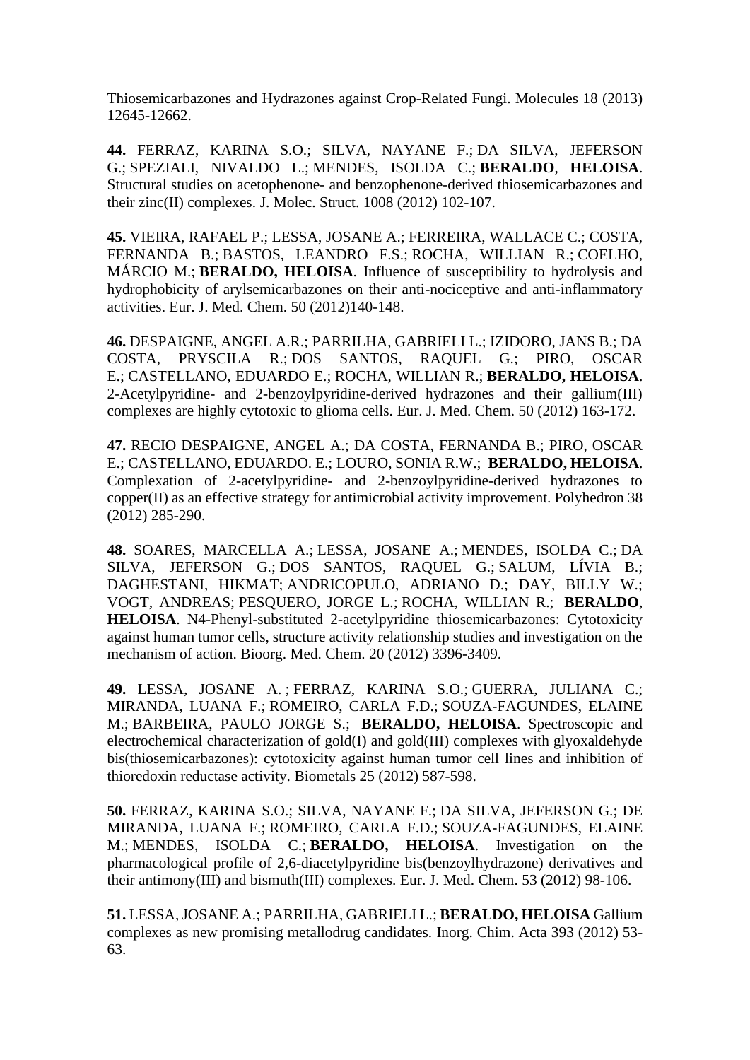Thiosemicarbazones and Hydrazones against Crop-Related Fungi. Molecules 18 (2013) 12645-12662.

**44.** FERRAZ, KARINA S.O.; SILVA, NAYANE F.; DA SILVA, JEFERSON G.; SPEZIALI, NIVALDO L.; MENDES, ISOLDA C.; **BERALDO**, **HELOISA**. Structural studies on acetophenone- and benzophenone-derived thiosemicarbazones and their zinc(II) complexes. J. Molec. Struct. 1008 (2012) 102-107.

**45.** VIEIRA, RAFAEL P.; LESSA, JOSANE A.; FERREIRA, WALLACE C.; COSTA, FERNANDA B.; BASTOS, LEANDRO F.S.; ROCHA, WILLIAN R.; COELHO, MÁRCIO M.; **BERALDO, HELOISA**. Influence of susceptibility to hydrolysis and hydrophobicity of arylsemicarbazones on their anti-nociceptive and anti-inflammatory activities. Eur. J. Med. Chem. 50 (2012)140-148.

**46.** DESPAIGNE, ANGEL A.R.; PARRILHA, GABRIELI L.; IZIDORO, JANS B.; DA COSTA, PRYSCILA R.; DOS SANTOS, RAQUEL G.; PIRO, OSCAR E.; CASTELLANO, EDUARDO E.; ROCHA, WILLIAN R.; **BERALDO, HELOISA**. 2-Acetylpyridine- and 2-benzoylpyridine-derived hydrazones and their gallium(III) complexes are highly cytotoxic to glioma cells. Eur. J. Med. Chem. 50 (2012) 163-172.

**47.** RECIO DESPAIGNE, ANGEL A.; DA COSTA, FERNANDA B.; PIRO, OSCAR E.; CASTELLANO, EDUARDO. E.; LOURO, SONIA R.W.; **BERALDO, HELOISA**. Complexation of 2-acetylpyridine- and 2-benzoylpyridine-derived hydrazones to copper(II) as an effective strategy for antimicrobial activity improvement. Polyhedron 38 (2012) 285-290.

**48.** SOARES, MARCELLA A.; LESSA, JOSANE A.; MENDES, ISOLDA C.; DA SILVA, JEFERSON G.; DOS SANTOS, RAQUEL G.; SALUM, LÍVIA B.; DAGHESTANI, HIKMAT; ANDRICOPULO, ADRIANO D.; DAY, BILLY W.; VOGT, ANDREAS; PESQUERO, JORGE L.; ROCHA, WILLIAN R.; **BERALDO**, **HELOISA**. N4-Phenyl-substituted 2-acetylpyridine thiosemicarbazones: Cytotoxicity against human tumor cells, structure activity relationship studies and investigation on the mechanism of action. Bioorg. Med. Chem. 20 (2012) 3396-3409.

**49.** LESSA, JOSANE A. ; FERRAZ, KARINA S.O.; GUERRA, JULIANA C.; MIRANDA, LUANA F.; ROMEIRO, CARLA F.D.; SOUZA-FAGUNDES, ELAINE M.; BARBEIRA, PAULO JORGE S.; **BERALDO, HELOISA**. Spectroscopic and electrochemical characterization of gold(I) and gold(III) complexes with glyoxaldehyde bis(thiosemicarbazones): cytotoxicity against human tumor cell lines and inhibition of thioredoxin reductase activity. Biometals 25 (2012) 587-598.

**50.** FERRAZ, KARINA S.O.; SILVA, NAYANE F.; DA SILVA, JEFERSON G.; DE MIRANDA, LUANA F.; ROMEIRO, CARLA F.D.; SOUZA-FAGUNDES, ELAINE M.; MENDES, ISOLDA C.; **BERALDO, HELOISA**. Investigation on the pharmacological profile of 2,6-diacetylpyridine bis(benzoylhydrazone) derivatives and their antimony(III) and bismuth(III) complexes. Eur. J. Med. Chem. 53 (2012) 98-106.

**51.** LESSA, JOSANE A.; PARRILHA, GABRIELI L.; **BERALDO, HELOISA** Gallium complexes as new promising metallodrug candidates. Inorg. Chim. Acta 393 (2012) 53-63.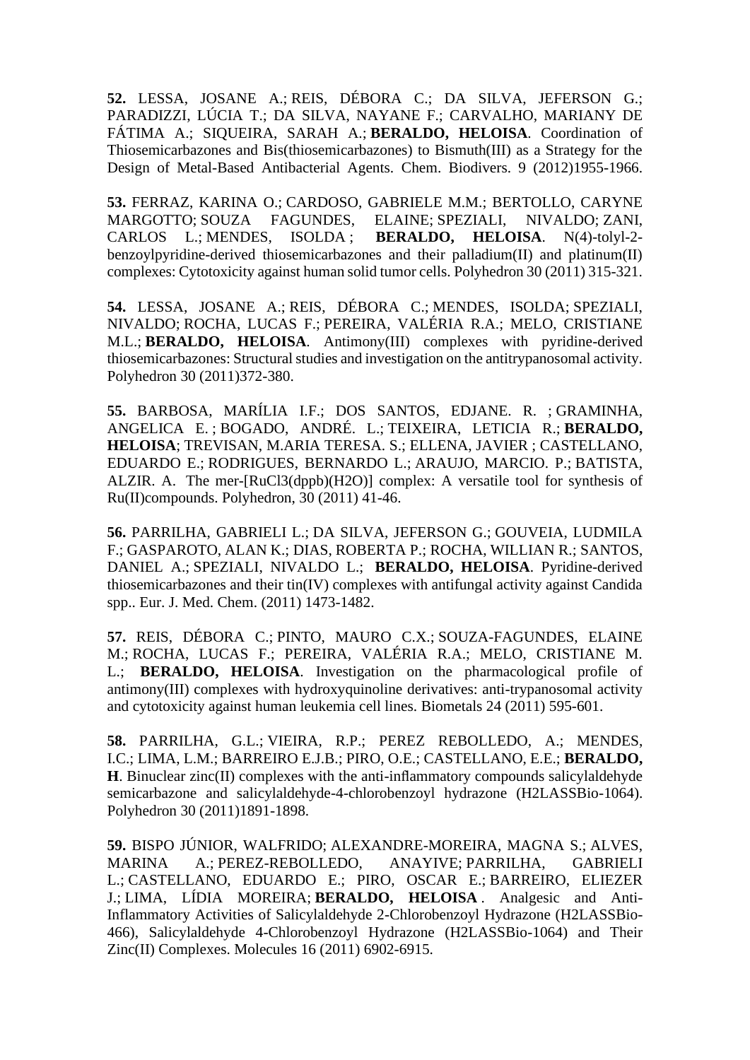**52.** LESSA, JOSANE A.; REIS, DÉBORA C.; DA SILVA, JEFERSON G.; PARADIZZI, LÚCIA T.; DA SILVA, NAYANE F.; CARVALHO, MARIANY DE FÁTIMA A.; SIQUEIRA, SARAH A.; **BERALDO, HELOISA**. Coordination of Thiosemicarbazones and Bis(thiosemicarbazones) to Bismuth(III) as a Strategy for the Design of Metal-Based Antibacterial Agents. Chem. Biodivers. 9 (2012)1955-1966.

**53.** FERRAZ, KARINA O.; CARDOSO, GABRIELE M.M.; BERTOLLO, CARYNE MARGOTTO; SOUZA FAGUNDES, ELAINE; SPEZIALI, NIVALDO; ZANI, CARLOS L.; MENDES, ISOLDA ; **BERALDO, HELOISA**. N(4)-tolyl-2-benzoylpyridine-derived thiosemicarbazones and their palladium(II) and platinum(II) complexes: Cytotoxicity against human solid tumor cells. Polyhedron 30 (2011) 315-321.

**54.** LESSA, JOSANE A.; REIS, DÉBORA C.; MENDES, ISOLDA; SPEZIALI, NIVALDO; ROCHA, LUCAS F.; PEREIRA, VALÉRIA R.A.; MELO, CRISTIANE M.L.; **BERALDO, HELOISA**. Antimony(III) complexes with pyridine-derived thiosemicarbazones: Structural studies and investigation on the antitrypanosomal activity. Polyhedron 30 (2011)372-380.

**55.** BARBOSA, MARÍLIA I.F.; DOS SANTOS, EDJANE. R. ; GRAMINHA, ANGELICA E. ; BOGADO, ANDRÉ. L.; TEIXEIRA, LETICIA R.; **BERALDO, HELOISA**; TREVISAN, M.ARIA TERESA. S.; ELLENA, JAVIER ; CASTELLANO, EDUARDO E.; RODRIGUES, BERNARDO L.; ARAUJO, MARCIO. P.; BATISTA, ALZIR. A. The mer-[RuCl3(dppb)(H2O)] complex: A versatile tool for synthesis of Ru(II)compounds. Polyhedron, 30 (2011) 41-46.

**56.** PARRILHA, GABRIELI L.; DA SILVA, JEFERSON G.; GOUVEIA, LUDMILA F.; GASPAROTO, ALAN K.; DIAS, ROBERTA P.; ROCHA, WILLIAN R.; SANTOS, DANIEL A.; SPEZIALI, NIVALDO L.; **BERALDO, HELOISA**. Pyridine-derived thiosemicarbazones and their tin(IV) complexes with antifungal activity against Candida spp.. Eur. J. Med. Chem. (2011) 1473-1482.

**57.** REIS, DÉBORA C.; PINTO, MAURO C.X.; SOUZA-FAGUNDES, ELAINE M.; ROCHA, LUCAS F.; PEREIRA, VALÉRIA R.A.; MELO, CRISTIANE M. L.; **BERALDO, HELOISA**. Investigation on the pharmacological profile of antimony(III) complexes with hydroxyquinoline derivatives: anti-trypanosomal activity and cytotoxicity against human leukemia cell lines. Biometals 24 (2011) 595-601.

**58.** PARRILHA, G.L.; VIEIRA, R.P.; PEREZ REBOLLEDO, A.; MENDES, I.C.; LIMA, L.M.; BARREIRO E.J.B.; PIRO, O.E.; CASTELLANO, E.E.; **BERALDO, H**. Binuclear zinc(II) complexes with the anti-inflammatory compounds salicylaldehyde semicarbazone and salicylaldehyde-4-chlorobenzoyl hydrazone (H2LASSBio-1064). Polyhedron 30 (2011)1891-1898.

**59.** BISPO JÚNIOR, WALFRIDO; ALEXANDRE-MOREIRA, MAGNA S.; ALVES, MARINA A.; PEREZ-REBOLLEDO, ANAYIVE; PARRILHA, GABRIELI L.; CASTELLANO, EDUARDO E.; PIRO, OSCAR E.; BARREIRO, ELIEZER J.; LIMA, LÍDIA MOREIRA; **BERALDO, HELOISA** . Analgesic and Anti-Inflammatory Activities of Salicylaldehyde 2-Chlorobenzoyl Hydrazone (H2LASSBio-466), Salicylaldehyde 4-Chlorobenzoyl Hydrazone (H2LASSBio-1064) and Their Zinc(II) Complexes. Molecules 16 (2011) 6902-6915.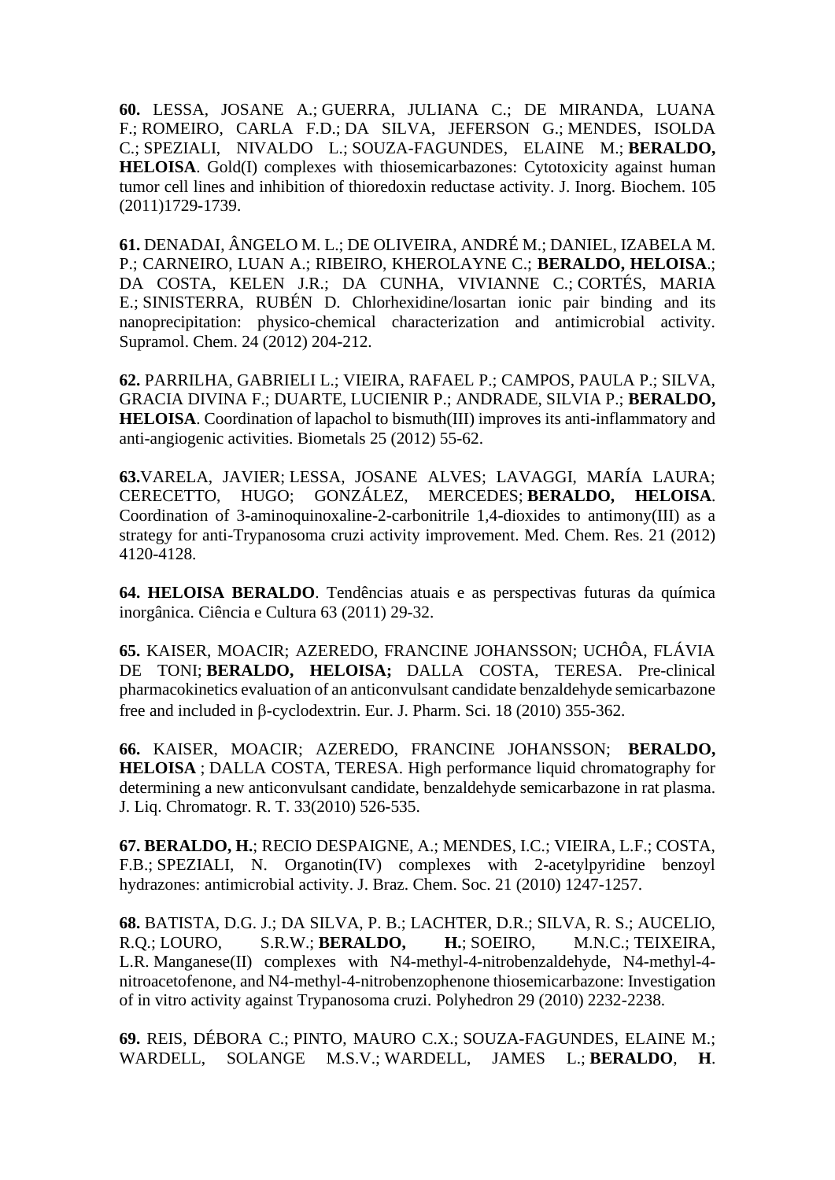**60.** LESSA, JOSANE A.; GUERRA, JULIANA C.; DE MIRANDA, LUANA F.; ROMEIRO, CARLA F.D.; DA SILVA, JEFERSON G.; MENDES, ISOLDA C.; SPEZIALI, NIVALDO L.; SOUZA-FAGUNDES, ELAINE M.; **BERALDO, HELOISA**. Gold(I) complexes with thiosemicarbazones: Cytotoxicity against human tumor cell lines and inhibition of thioredoxin reductase activity. J. Inorg. Biochem. 105 (2011)1729-1739.

**61.** DENADAI, ÂNGELO M. L.; DE OLIVEIRA, ANDRÉ M.; DANIEL, IZABELA M. P.; CARNEIRO, LUAN A.; RIBEIRO, KHEROLAYNE C.; **BERALDO, HELOISA**.; DA COSTA, KELEN J.R.; DA CUNHA, VIVIANNE C.; CORTÉS, MARIA E.; SINISTERRA, RUBÉN D. Chlorhexidine/losartan ionic pair binding and its nanoprecipitation: physico-chemical characterization and antimicrobial activity. Supramol. Chem. 24 (2012) 204-212.

**62.** PARRILHA, GABRIELI L.; VIEIRA, RAFAEL P.; CAMPOS, PAULA P.; SILVA, GRACIA DIVINA F.; DUARTE, LUCIENIR P.; ANDRADE, SILVIA P.; **BERALDO, HELOISA**. Coordination of lapachol to bismuth(III) improves its anti-inflammatory and anti-angiogenic activities. Biometals 25 (2012) 55-62.

**63.**VARELA, JAVIER; LESSA, JOSANE ALVES; LAVAGGI, MARÍA LAURA; CERECETTO, HUGO; GONZÁLEZ, MERCEDES; **BERALDO, HELOISA**. Coordination of 3-aminoquinoxaline-2-carbonitrile 1,4-dioxides to antimony(III) as a strategy for anti-Trypanosoma cruzi activity improvement. Med. Chem. Res. 21 (2012) 4120-4128.

**64. HELOISA BERALDO**. Tendências atuais e as perspectivas futuras da química inorgânica. Ciência e Cultura 63 (2011) 29-32.

**65.** KAISER, MOACIR; AZEREDO, FRANCINE JOHANSSON; UCHÔA, FLÁVIA DE TONI; **BERALDO, HELOISA;** DALLA COSTA, TERESA. Pre-clinical pharmacokinetics evaluation of an anticonvulsant candidate benzaldehyde semicarbazone free and included in β-cyclodextrin. Eur. J. Pharm. Sci. 18 (2010) 355-362.

**66.** KAISER, MOACIR; AZEREDO, FRANCINE JOHANSSON; **BERALDO, HELOISA** ; DALLA COSTA, TERESA. High performance liquid chromatography for determining a new anticonvulsant candidate, benzaldehyde semicarbazone in rat plasma. J. Liq. Chromatogr. R. T. 33(2010) 526-535.

**67. BERALDO, H.**; RECIO DESPAIGNE, A.; MENDES, I.C.; VIEIRA, L.F.; COSTA, F.B.; SPEZIALI, N. Organotin(IV) complexes with 2-acetylpyridine benzoyl hydrazones: antimicrobial activity. J. Braz. Chem. Soc. 21 (2010) 1247-1257.

**68.** BATISTA, D.G. J.; DA SILVA, P. B.; LACHTER, D.R.; SILVA, R. S.; AUCELIO, R.Q.; LOURO, S.R.W.; **BERALDO, H.**; SOEIRO, M.N.C.; TEIXEIRA, L.R. Manganese(II) complexes with N4-methyl-4-nitrobenzaldehyde, N4-methyl-4-nitroacetofenone, and N4-methyl-4-nitrobenzophenone thiosemicarbazone: Investigation of in vitro activity against Trypanosoma cruzi. Polyhedron 29 (2010) 2232-2238.

**69.** REIS, DÉBORA C.; PINTO, MAURO C.X.; SOUZA-FAGUNDES, ELAINE M.; WARDELL, SOLANGE M.S.V.; WARDELL, JAMES L.; **BERALDO**, **H**.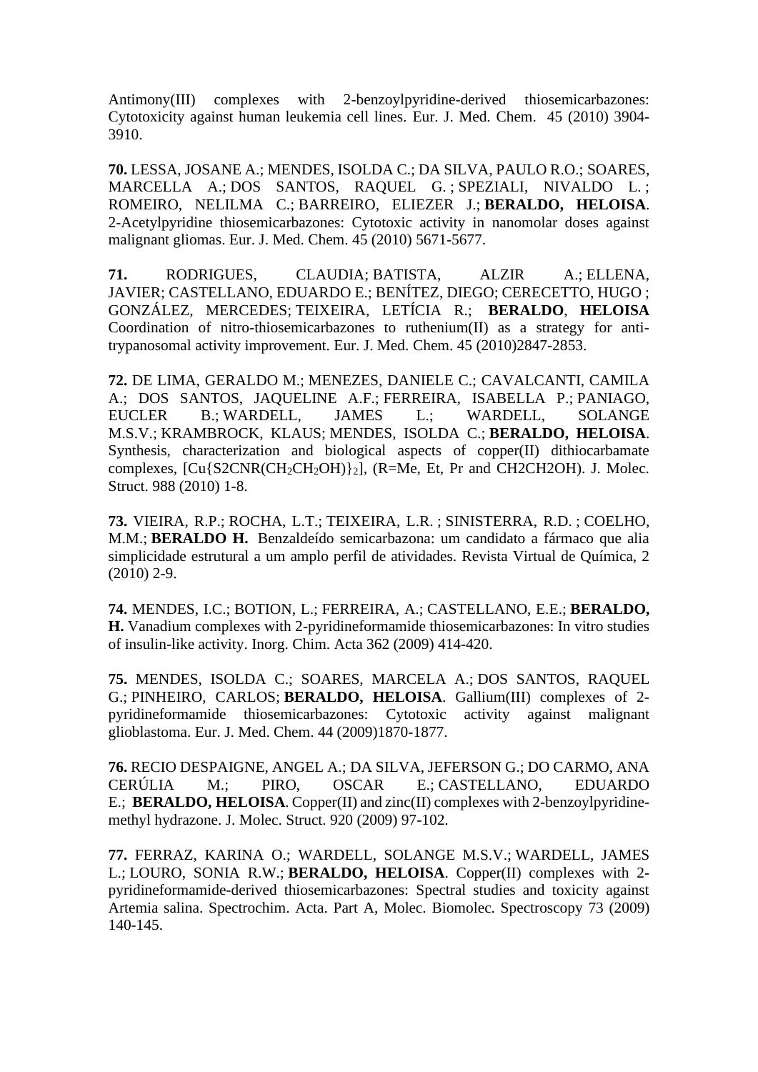Antimony(III) complexes with 2-benzoylpyridine-derived thiosemicarbazones: Cytotoxicity against human leukemia cell lines. Eur. J. Med. Chem. 45 (2010) 3904-3910.

**70.** LESSA, JOSANE A.; MENDES, ISOLDA C.; DA SILVA, PAULO R.O.; SOARES, MARCELLA A.; DOS SANTOS, RAQUEL G.; SPEZIALI, NIVALDO L.; ROMEIRO, NELILMA C.; BARREIRO, ELIEZER J.; **BERALDO, HELOISA**. 2-Acetylpyridine thiosemicarbazones: Cytotoxic activity in nanomolar doses against malignant gliomas. Eur. J. Med. Chem. 45 (2010) 5671-5677.

**71.** RODRIGUES, CLAUDIA; BATISTA, ALZIR A.; ELLENA, JAVIER; CASTELLANO, EDUARDO E.; BENÍTEZ, DIEGO; CERECETTO, HUGO; GONZÁLEZ, MERCEDES; TEIXEIRA, LETÍCIA R.; **BERALDO**, **HELOISA** Coordination of nitro-thiosemicarbazones to ruthenium(II) as a strategy for anti-trypanosomal activity improvement. Eur. J. Med. Chem. 45 (2010)2847-2853.

**72.** DE LIMA, GERALDO M.; MENEZES, DANIELE C.; CAVALCANTI, CAMILA A.; DOS SANTOS, JAQUELINE A.F.; FERREIRA, ISABELLA P.; PANIAGO, EUCLER B.; WARDELL, JAMES L.; WARDELL, SOLANGE M.S.V.; KRAMBROCK, KLAUS; MENDES, ISOLDA C.; **BERALDO, HELOISA**. Synthesis, characterization and biological aspects of copper(II) dithiocarbamate complexes, $[Cu\{S2CNR(CH_2CH_2OH)\}_2]$, (R=Me, Et, Pr and CH2CH2OH). J. Molec. Struct. 988 (2010) 1-8.

**73.** VIEIRA, R.P.; ROCHA, L.T.; TEIXEIRA, L.R.; SINISTERRA, R.D.; COELHO, M.M.; **BERALDO H.** Benzaldeído semicarbazona: um candidato a fármaco que alia simplicidade estrutural a um amplo perfil de atividades. Revista Virtual de Química, 2 (2010) 2-9.

**74.** MENDES, I.C.; BOTION, L.; FERREIRA, A.; CASTELLANO, E.E.; **BERALDO, H.** Vanadium complexes with 2-pyridineformamide thiosemicarbazones: In vitro studies of insulin-like activity. Inorg. Chim. Acta 362 (2009) 414-420.

**75.** MENDES, ISOLDA C.; SOARES, MARCELA A.; DOS SANTOS, RAQUEL G.; PINHEIRO, CARLOS; **BERALDO, HELOISA**. Gallium(III) complexes of 2-pyridineformamide thiosemicarbazones: Cytotoxic activity against malignant glioblastoma. Eur. J. Med. Chem. 44 (2009)1870-1877.

**76.** RECIO DESPAIGNE, ANGEL A.; DA SILVA, JEFERSON G.; DO CARMO, ANA CERÚLIA M.; PIRO, OSCAR E.; CASTELLANO, EDUARDO E.; **BERALDO, HELOISA**. Copper(II) and zinc(II) complexes with 2-benzoylpyridine-methyl hydrazone. J. Molec. Struct. 920 (2009) 97-102.

**77.** FERRAZ, KARINA O.; WARDELL, SOLANGE M.S.V.; WARDELL, JAMES L.; LOURO, SONIA R.W.; **BERALDO, HELOISA**. Copper(II) complexes with 2-pyridineformamide-derived thiosemicarbazones: Spectral studies and toxicity against Artemia salina. Spectrochim. Acta. Part A, Molec. Biomolec. Spectroscopy 73 (2009) 140-145.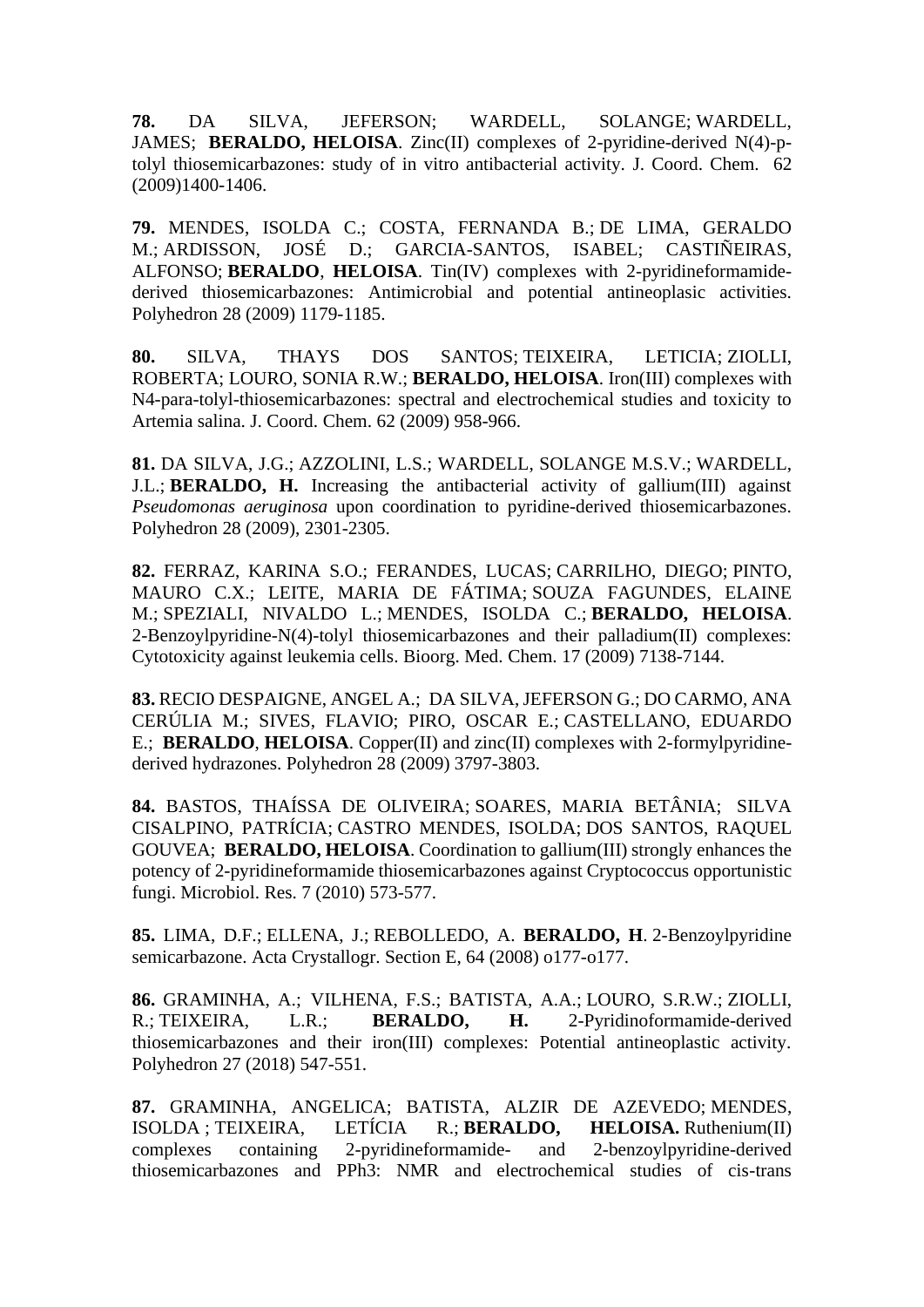**78.** DA SILVA, JEFERSON; WARDELL, SOLANGE; WARDELL, JAMES; **BERALDO, HELOISA**. Zinc(II) complexes of 2-pyridine-derived N(4)-p-tolyl thiosemicarbazones: study of in vitro antibacterial activity. J. Coord. Chem. 62 (2009)1400-1406.

**79.** MENDES, ISOLDA C.; COSTA, FERNANDA B.; DE LIMA, GERALDO M.; ARDISSON, JOSÉ D.; GARCIA-SANTOS, ISABEL; CASTIÑEIRAS, ALFONSO; **BERALDO**, **HELOISA**. Tin(IV) complexes with 2-pyridineformamide-derived thiosemicarbazones: Antimicrobial and potential antineoplasic activities. Polyhedron 28 (2009) 1179-1185.

**80.** SILVA, THAYS DOS SANTOS; TEIXEIRA, LETICIA; ZIOLLI, ROBERTA; LOURO, SONIA R.W.; **BERALDO, HELOISA**. Iron(III) complexes with N4-para-tolyl-thiosemicarbazones: spectral and electrochemical studies and toxicity to Artemia salina. J. Coord. Chem. 62 (2009) 958-966.

**81.** DA SILVA, J.G.; AZZOLINI, L.S.; WARDELL, SOLANGE M.S.V.; WARDELL, J.L.; **BERALDO, H.** Increasing the antibacterial activity of gallium(III) against *Pseudomonas aeruginosa* upon coordination to pyridine-derived thiosemicarbazones. Polyhedron 28 (2009), 2301-2305.

**82.** FERRAZ, KARINA S.O.; FERANDES, LUCAS; CARRILHO, DIEGO; PINTO, MAURO C.X.; LEITE, MARIA DE FÁTIMA; SOUZA FAGUNDES, ELAINE M.; SPEZIALI, NIVALDO L.; MENDES, ISOLDA C.; **BERALDO, HELOISA**. 2-Benzoylpyridine-N(4)-tolyl thiosemicarbazones and their palladium(II) complexes: Cytotoxicity against leukemia cells. Bioorg. Med. Chem. 17 (2009) 7138-7144.

**83.** RECIO DESPAIGNE, ANGEL A.; DA SILVA, JEFERSON G.; DO CARMO, ANA CERÚLIA M.; SIVES, FLAVIO; PIRO, OSCAR E.; CASTELLANO, EDUARDO E.; **BERALDO**, **HELOISA**. Copper(II) and zinc(II) complexes with 2-formylpyridine-derived hydrazones. Polyhedron 28 (2009) 3797-3803.

**84.** BASTOS, THAÍSSA DE OLIVEIRA; SOARES, MARIA BETÂNIA; SILVA CISALPINO, PATRÍCIA; CASTRO MENDES, ISOLDA; DOS SANTOS, RAQUEL GOUVEA; **BERALDO, HELOISA**. Coordination to gallium(III) strongly enhances the potency of 2-pyridineformamide thiosemicarbazones against Cryptococcus opportunistic fungi. Microbiol. Res. 7 (2010) 573-577.

**85.** LIMA, D.F.; ELLENA, J.; REBOLLEDO, A. **BERALDO, H**. 2-Benzoylpyridine semicarbazone. Acta Crystallogr. Section E, 64 (2008) o177-o177.

**86.** GRAMINHA, A.; VILHENA, F.S.; BATISTA, A.A.; LOURO, S.R.W.; ZIOLLI, R.; TEIXEIRA, L.R.; **BERALDO, H.** 2-Pyridinoformamide-derived thiosemicarbazones and their iron(III) complexes: Potential antineoplastic activity. Polyhedron 27 (2018) 547-551.

**87.** GRAMINHA, ANGELICA; BATISTA, ALZIR DE AZEVEDO; MENDES, ISOLDA ; TEIXEIRA, LETÍCIA R.; **BERALDO, HELOISA.** Ruthenium(II) complexes containing 2-pyridineformamide- and 2-benzoylpyridine-derived thiosemicarbazones and PPh3: NMR and electrochemical studies of cis-trans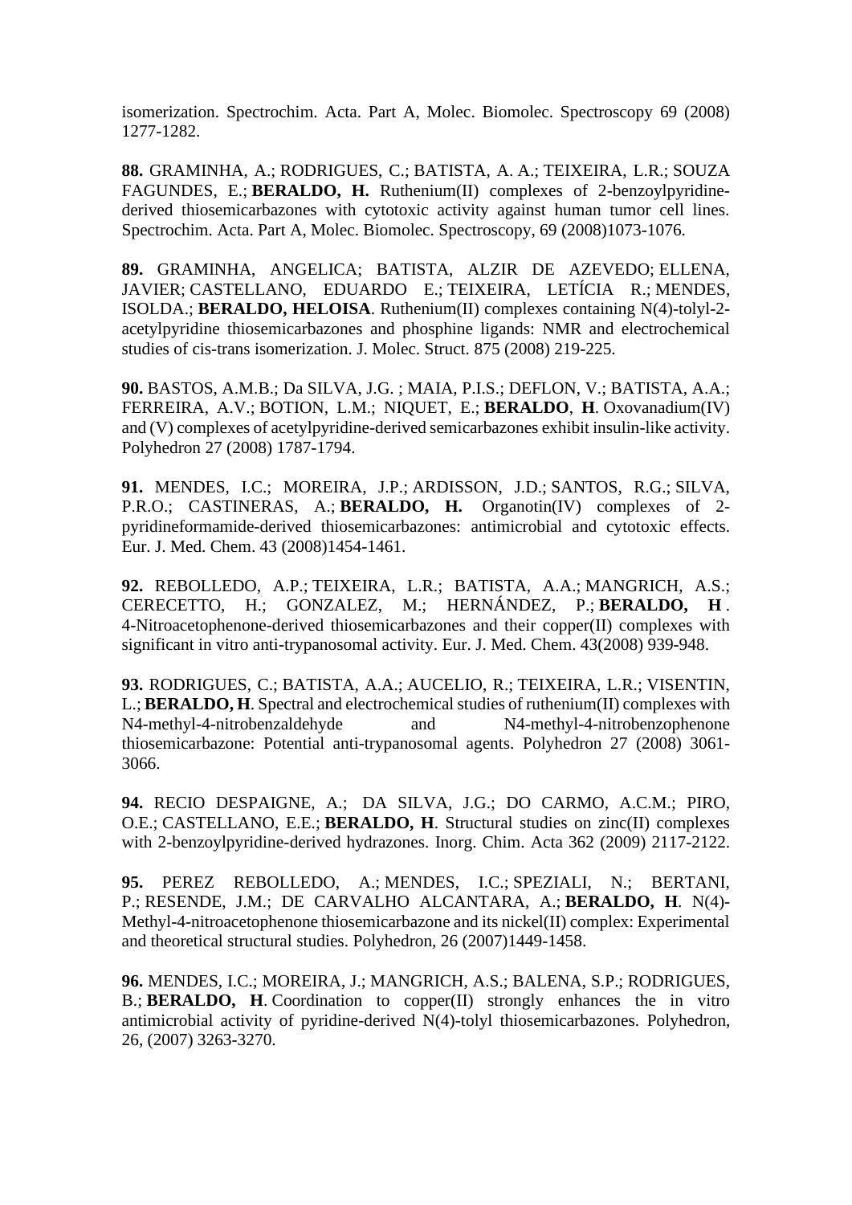isomerization. Spectrochim. Acta. Part A, Molec. Biomolec. Spectroscopy 69 (2008) 1277-1282.

**88.** GRAMINHA, A.; RODRIGUES, C.; BATISTA, A. A.; TEIXEIRA, L.R.; SOUZA FAGUNDES, E.; **BERALDO, H.** Ruthenium(II) complexes of 2-benzoylpyridine-derived thiosemicarbazones with cytotoxic activity against human tumor cell lines. Spectrochim. Acta. Part A, Molec. Biomolec. Spectroscopy, 69 (2008)1073-1076.

**89.** GRAMINHA, ANGELICA; BATISTA, ALZIR DE AZEVEDO; ELLENA, JAVIER; CASTELLANO, EDUARDO E.; TEIXEIRA, LETÍCIA R.; MENDES, ISOLDA.; **BERALDO, HELOISA**. Ruthenium(II) complexes containing N(4)-tolyl-2-acetylpyridine thiosemicarbazones and phosphine ligands: NMR and electrochemical studies of cis-trans isomerization. J. Molec. Struct. 875 (2008) 219-225.

**90.** BASTOS, A.M.B.; Da SILVA, J.G. ; MAIA, P.I.S.; DEFLON, V.; BATISTA, A.A.; FERREIRA, A.V.; BOTION, L.M.; NIQUET, E.; **BERALDO**, **H**. Oxovanadium(IV) and (V) complexes of acetylpyridine-derived semicarbazones exhibit insulin-like activity. Polyhedron 27 (2008) 1787-1794.

**91.** MENDES, I.C.; MOREIRA, J.P.; ARDISSON, J.D.; SANTOS, R.G.; SILVA, P.R.O.; CASTINERAS, A.; **BERALDO, H.** Organotin(IV) complexes of 2-pyridineformamide-derived thiosemicarbazones: antimicrobial and cytotoxic effects. Eur. J. Med. Chem. 43 (2008)1454-1461.

**92.** REBOLLEDO, A.P.; TEIXEIRA, L.R.; BATISTA, A.A.; MANGRICH, A.S.; CERECETTO, H.; GONZALEZ, M.; HERNÁNDEZ, P.; **BERALDO, H** . 4-Nitroacetophenone-derived thiosemicarbazones and their copper(II) complexes with significant in vitro anti-trypanosomal activity. Eur. J. Med. Chem. 43(2008) 939-948.

**93.** RODRIGUES, C.; BATISTA, A.A.; AUCELIO, R.; TEIXEIRA, L.R.; VISENTIN, L.; **BERALDO, H**. Spectral and electrochemical studies of ruthenium(II) complexes with N4-methyl-4-nitrobenzaldehyde and N4-methyl-4-nitrobenzophenone thiosemicarbazone: Potential anti-trypanosomal agents. Polyhedron 27 (2008) 3061-3066.

**94.** RECIO DESPAIGNE, A.; DA SILVA, J.G.; DO CARMO, A.C.M.; PIRO, O.E.; CASTELLANO, E.E.; **BERALDO, H**. Structural studies on zinc(II) complexes with 2-benzoylpyridine-derived hydrazones. Inorg. Chim. Acta 362 (2009) 2117-2122.

**95.** PEREZ REBOLLEDO, A.; MENDES, I.C.; SPEZIALI, N.; BERTANI, P.; RESENDE, J.M.; DE CARVALHO ALCANTARA, A.; **BERALDO, H**. N(4)-Methyl-4-nitroacetophenone thiosemicarbazone and its nickel(II) complex: Experimental and theoretical structural studies. Polyhedron, 26 (2007)1449-1458.

**96.** MENDES, I.C.; MOREIRA, J.; MANGRICH, A.S.; BALENA, S.P.; RODRIGUES, B.; **BERALDO, H**. Coordination to copper(II) strongly enhances the in vitro antimicrobial activity of pyridine-derived N(4)-tolyl thiosemicarbazones. Polyhedron, 26, (2007) 3263-3270.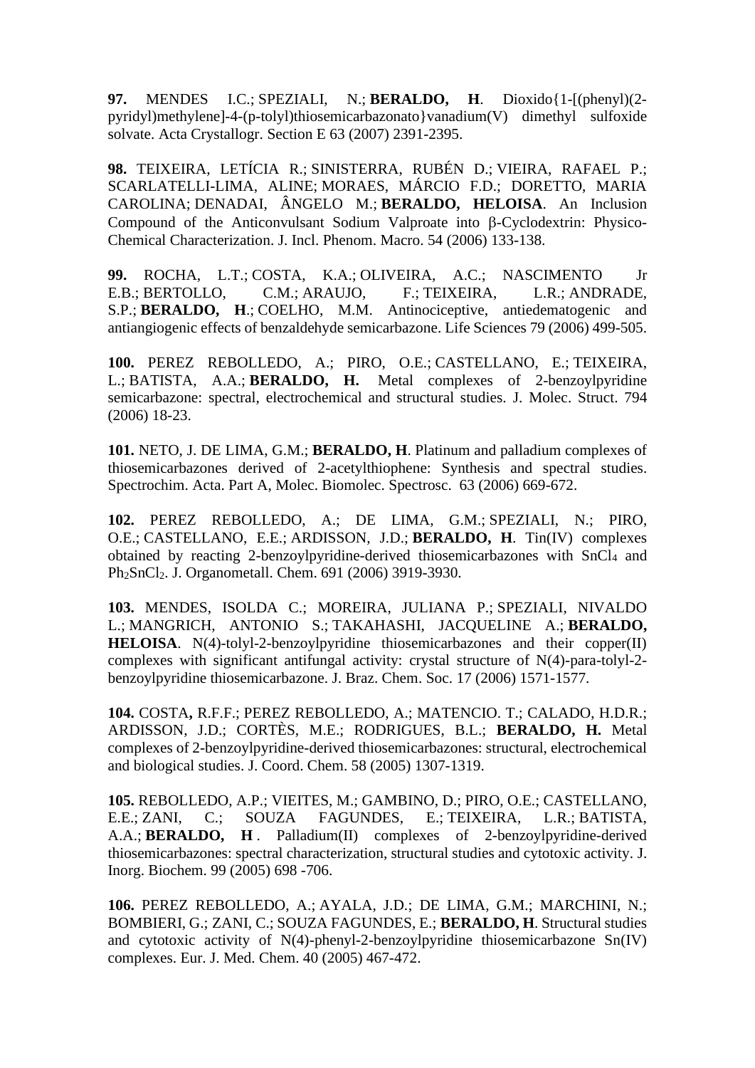**97.** MENDES I.C.; SPEZIALI, N.; **BERALDO, H**. Dioxido{1-[(phenyl)(2-pyridyl)methylene]-4-(p-tolyl)thiosemicarbazonato}vanadium(V) dimethyl sulfoxide solvate. Acta Crystallogr. Section E 63 (2007) 2391-2395.

**98.** TEIXEIRA, LETÍCIA R.; SINISTERRA, RUBÉN D.; VIEIRA, RAFAEL P.; SCARLATELLI-LIMA, ALINE; MORAES, MÁRCIO F.D.; DORETTO, MARIA CAROLINA; DENADAI, ÂNGELO M.; **BERALDO, HELOISA**. An Inclusion Compound of the Anticonvulsant Sodium Valproate into β-Cyclodextrin: Physico-Chemical Characterization. J. Incl. Phenom. Macro. 54 (2006) 133-138.

**99.** ROCHA, L.T.; COSTA, K.A.; OLIVEIRA, A.C.; NASCIMENTO Jr E.B.; BERTOLLO, C.M.; ARAUJO, F.; TEIXEIRA, L.R.; ANDRADE, S.P.; **BERALDO, H**.; COELHO, M.M. Antinociceptive, antiedematogenic and antiangiogenic effects of benzaldehyde semicarbazone. Life Sciences 79 (2006) 499-505.

**100.** PEREZ REBOLLEDO, A.; PIRO, O.E.; CASTELLANO, E.; TEIXEIRA, L.; BATISTA, A.A.; **BERALDO, H.** Metal complexes of 2-benzoylpyridine semicarbazone: spectral, electrochemical and structural studies. J. Molec. Struct. 794 (2006) 18-23.

**101.** NETO, J. DE LIMA, G.M.; **BERALDO, H**. Platinum and palladium complexes of thiosemicarbazones derived of 2-acetylthiophene: Synthesis and spectral studies. Spectrochim. Acta. Part A, Molec. Biomolec. Spectrosc. 63 (2006) 669-672.

**102.** PEREZ REBOLLEDO, A.; DE LIMA, G.M.; SPEZIALI, N.; PIRO, O.E.; CASTELLANO, E.E.; ARDISSON, J.D.; **BERALDO, H**. Tin(IV) complexes obtained by reacting 2-benzoylpyridine-derived thiosemicarbazones with $SnCl_4$ and $Ph_2SnCl_2$. J. Organometall. Chem. 691 (2006) 3919-3930.

**103.** MENDES, ISOLDA C.; MOREIRA, JULIANA P.; SPEZIALI, NIVALDO L.; MANGRICH, ANTONIO S.; TAKAHASHI, JACQUELINE A.; **BERALDO, HELOISA**. N(4)-tolyl-2-benzoylpyridine thiosemicarbazones and their copper(II) complexes with significant antifungal activity: crystal structure of N(4)-para-tolyl-2-benzoylpyridine thiosemicarbazone. J. Braz. Chem. Soc. 17 (2006) 1571-1577.

**104.** COSTA**,** R.F.F.; PEREZ REBOLLEDO, A.; MATENCIO. T.; CALADO, H.D.R.; ARDISSON, J.D.; CORTÈS, M.E.; RODRIGUES, B.L.; **BERALDO, H.** Metal complexes of 2-benzoylpyridine-derived thiosemicarbazones: structural, electrochemical and biological studies. J. Coord. Chem. 58 (2005) 1307-1319.

**105.** REBOLLEDO, A.P.; VIEITES, M.; GAMBINO, D.; PIRO, O.E.; CASTELLANO, E.E.; ZANI, C.; SOUZA FAGUNDES, E.; TEIXEIRA, L.R.; BATISTA, A.A.; **BERALDO, H** . Palladium(II) complexes of 2-benzoylpyridine-derived thiosemicarbazones: spectral characterization, structural studies and cytotoxic activity. J. Inorg. Biochem. 99 (2005) 698 -706.

**106.** PEREZ REBOLLEDO, A.; AYALA, J.D.; DE LIMA, G.M.; MARCHINI, N.; BOMBIERI, G.; ZANI, C.; SOUZA FAGUNDES, E.; **BERALDO, H**. Structural studies and cytotoxic activity of N(4)-phenyl-2-benzoylpyridine thiosemicarbazone Sn(IV) complexes. Eur. J. Med. Chem. 40 (2005) 467-472.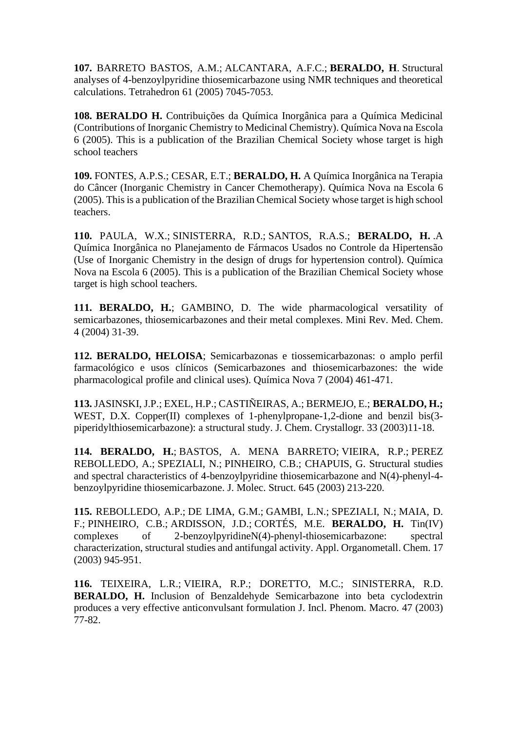**107.** BARRETO BASTOS, A.M.; ALCANTARA, A.F.C.; **BERALDO, H**. Structural analyses of 4-benzoylpyridine thiosemicarbazone using NMR techniques and theoretical calculations. Tetrahedron 61 (2005) 7045-7053.

**108. BERALDO H.** Contribuições da Química Inorgânica para a Química Medicinal (Contributions of Inorganic Chemistry to Medicinal Chemistry). Química Nova na Escola 6 (2005). This is a publication of the Brazilian Chemical Society whose target is high school teachers

**109.** FONTES, A.P.S.; CESAR, E.T.; **BERALDO, H.** A Química Inorgânica na Terapia do Câncer (Inorganic Chemistry in Cancer Chemotherapy). Química Nova na Escola 6 (2005). This is a publication of the Brazilian Chemical Society whose target is high school teachers.

**110.** PAULA, W.X.; SINISTERRA, R.D.; SANTOS, R.A.S.; **BERALDO, H.** .A Química Inorgânica no Planejamento de Fármacos Usados no Controle da Hipertensão (Use of Inorganic Chemistry in the design of drugs for hypertension control). Química Nova na Escola 6 (2005). This is a publication of the Brazilian Chemical Society whose target is high school teachers.

**111. BERALDO, H.**; GAMBINO, D. The wide pharmacological versatility of semicarbazones, thiosemicarbazones and their metal complexes. Mini Rev. Med. Chem. 4 (2004) 31-39.

**112. BERALDO, HELOISA**; Semicarbazonas e tiossemicarbazonas: o amplo perfil farmacológico e usos clínicos (Semicarbazones and thiosemicarbazones: the wide pharmacological profile and clinical uses). Química Nova 7 (2004) 461-471.

**113.** JASINSKI, J.P.; EXEL, H.P.; CASTIÑEIRAS, A.; BERMEJO, E.; **BERALDO, H.;** WEST, D.X. Copper(II) complexes of 1-phenylpropane-1,2-dione and benzil bis(3-piperidylthiosemicarbazone): a structural study. J. Chem. Crystallogr. 33 (2003)11-18.

**114. BERALDO, H.**; BASTOS, A. MENA BARRETO; VIEIRA, R.P.; PEREZ REBOLLEDO, A.; SPEZIALI, N.; PINHEIRO, C.B.; CHAPUIS, G. Structural studies and spectral characteristics of 4-benzoylpyridine thiosemicarbazone and N(4)-phenyl-4-benzoylpyridine thiosemicarbazone. J. Molec. Struct. 645 (2003) 213-220.

**115.** REBOLLEDO, A.P.; DE LIMA, G.M.; GAMBI, L.N.; SPEZIALI, N.; MAIA, D. F.; PINHEIRO, C.B.; ARDISSON, J.D.; CORTÉS, M.E. **BERALDO, H.** Tin(IV) complexes of 2-benzoylpyridineN(4)-phenyl-thiosemicarbazone: spectral characterization, structural studies and antifungal activity. Appl. Organometall. Chem. 17 (2003) 945-951.

**116.** TEIXEIRA, L.R.; VIEIRA, R.P.; DORETTO, M.C.; SINISTERRA, R.D. **BERALDO, H.** Inclusion of Benzaldehyde Semicarbazone into beta cyclodextrin produces a very effective anticonvulsant formulation J. Incl. Phenom. Macro. 47 (2003) 77-82.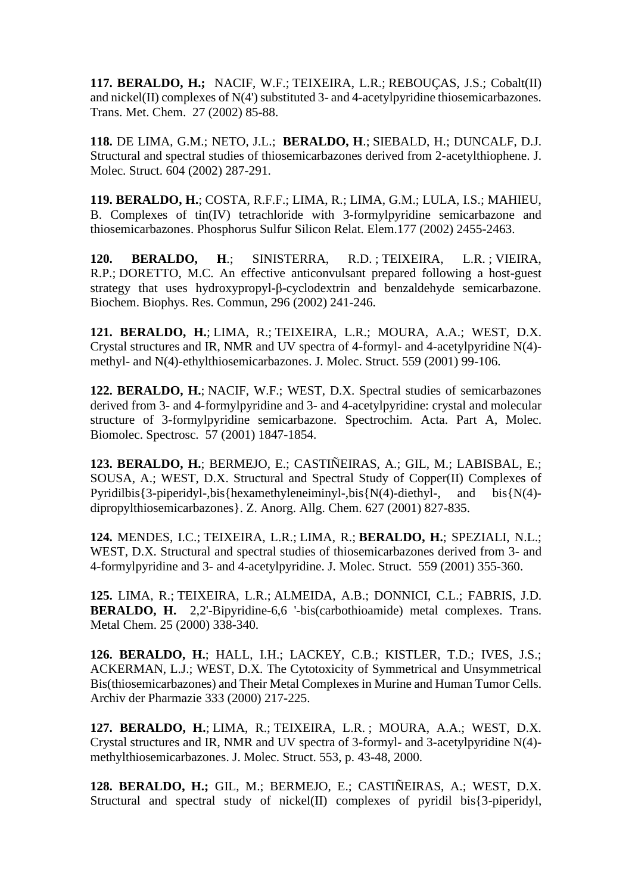**117. BERALDO, H.;** NACIF, W.F.; TEIXEIRA, L.R.; REBOUÇAS, J.S.; Cobalt(II) and nickel(II) complexes of N(4') substituted 3- and 4-acetylpyridine thiosemicarbazones. Trans. Met. Chem. 27 (2002) 85-88.

**118.** DE LIMA, G.M.; NETO, J.L.; **BERALDO, H**.; SIEBALD, H.; DUNCALF, D.J. Structural and spectral studies of thiosemicarbazones derived from 2-acetylthiophene. J. Molec. Struct. 604 (2002) 287-291.

**119. BERALDO, H.**; COSTA, R.F.F.; LIMA, R.; LIMA, G.M.; LULA, I.S.; MAHIEU, B. Complexes of tin(IV) tetrachloride with 3-formylpyridine semicarbazone and thiosemicarbazones. Phosphorus Sulfur Silicon Relat. Elem.177 (2002) 2455-2463.

**120. BERALDO, H**.; SINISTERRA, R.D.; TEIXEIRA, L.R.; VIEIRA, R.P.; DORETTO, M.C. An effective anticonvulsant prepared following a host-guest strategy that uses hydroxypropyl-β-cyclodextrin and benzaldehyde semicarbazone. Biochem. Biophys. Res. Commun, 296 (2002) 241-246.

**121. BERALDO, H.**; LIMA, R.; TEIXEIRA, L.R.; MOURA, A.A.; WEST, D.X. Crystal structures and IR, NMR and UV spectra of 4-formyl- and 4-acetylpyridine N(4)-methyl- and N(4)-ethylthiosemicarbazones. J. Molec. Struct. 559 (2001) 99-106.

**122. BERALDO, H.**; NACIF, W.F.; WEST, D.X. Spectral studies of semicarbazones derived from 3- and 4-formylpyridine and 3- and 4-acetylpyridine: crystal and molecular structure of 3-formylpyridine semicarbazone. Spectrochim. Acta. Part A, Molec. Biomolec. Spectrosc. 57 (2001) 1847-1854.

**123. BERALDO, H.**; BERMEJO, E.; CASTIÑEIRAS, A.; GIL, M.; LABISBAL, E.; SOUSA, A.; WEST, D.X. Structural and Spectral Study of Copper(II) Complexes of Pyridilbis{3-piperidyl-,bis{hexamethyleneiminyl-,bis{N(4)-diethyl-, and bis{N(4)-dipropylthiosemicarbazones}. Z. Anorg. Allg. Chem. 627 (2001) 827-835.

**124.** MENDES, I.C.; TEIXEIRA, L.R.; LIMA, R.; **BERALDO, H.**; SPEZIALI, N.L.; WEST, D.X. Structural and spectral studies of thiosemicarbazones derived from 3- and 4-formylpyridine and 3- and 4-acetylpyridine. J. Molec. Struct. 559 (2001) 355-360.

**125.** LIMA, R.; TEIXEIRA, L.R.; ALMEIDA, A.B.; DONNICI, C.L.; FABRIS, J.D. **BERALDO, H.** 2,2'-Bipyridine-6,6 '-bis(carbothioamide) metal complexes. Trans. Metal Chem. 25 (2000) 338-340.

**126. BERALDO, H.**; HALL, I.H.; LACKEY, C.B.; KISTLER, T.D.; IVES, J.S.; ACKERMAN, L.J.; WEST, D.X. The Cytotoxicity of Symmetrical and Unsymmetrical Bis(thiosemicarbazones) and Their Metal Complexes in Murine and Human Tumor Cells. Archiv der Pharmazie 333 (2000) 217-225.

**127. BERALDO, H.**; LIMA, R.; TEIXEIRA, L.R.; MOURA, A.A.; WEST, D.X. Crystal structures and IR, NMR and UV spectra of 3-formyl- and 3-acetylpyridine N(4)-methylthiosemicarbazones. J. Molec. Struct. 553, p. 43-48, 2000.

**128. BERALDO, H.;** GIL, M.; BERMEJO, E.; CASTIÑEIRAS, A.; WEST, D.X. Structural and spectral study of nickel(II) complexes of pyridil bis{3-piperidyl,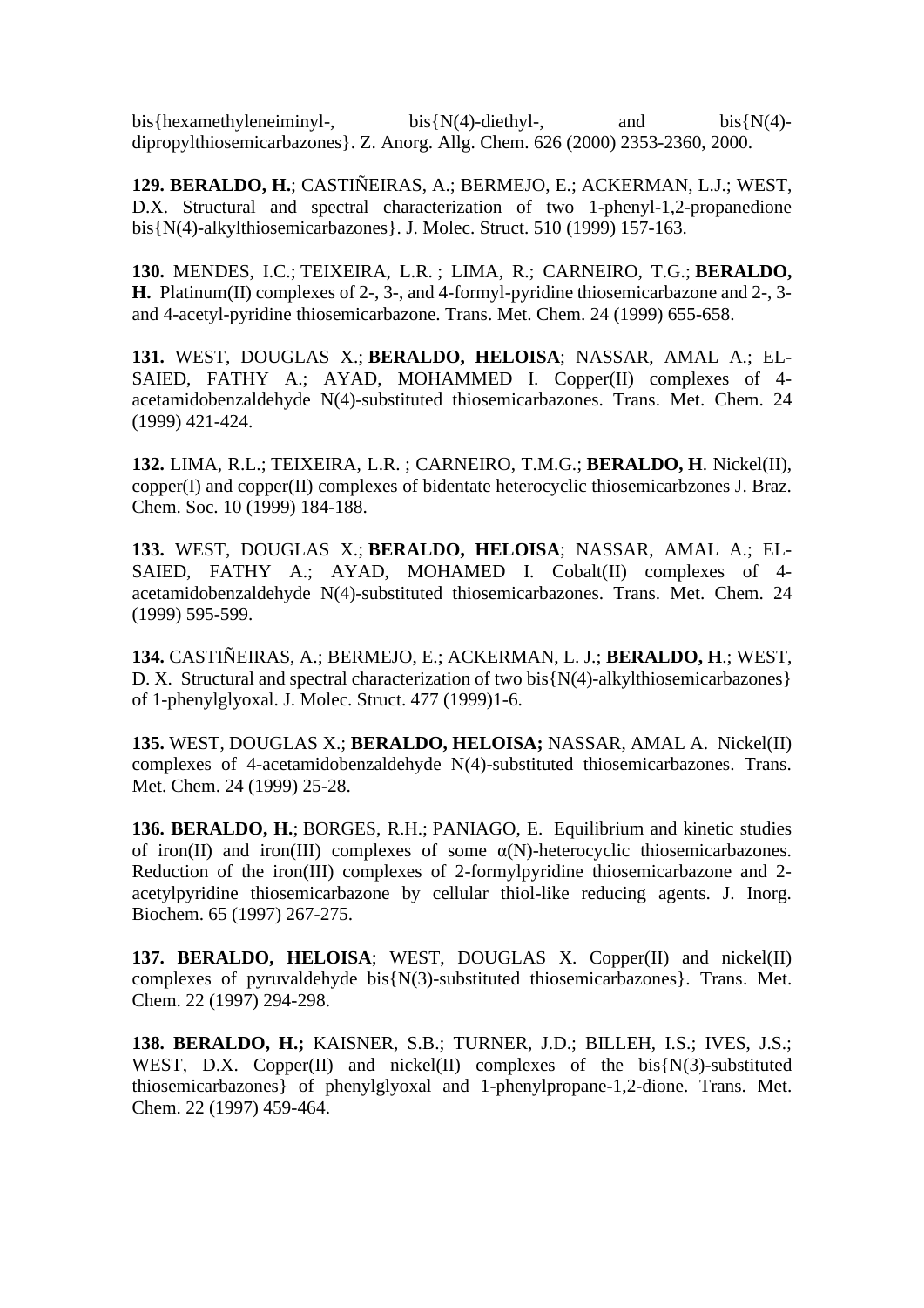bis{hexamethyleneiminyl-, bis{N(4)-diethyl-, and bis{N(4)-dipropylthiosemicarbazones}. Z. Anorg. Allg. Chem. 626 (2000) 2353-2360, 2000.

**129. BERALDO, H.**; CASTIÑEIRAS, A.; BERMEJO, E.; ACKERMAN, L.J.; WEST, D.X. Structural and spectral characterization of two 1-phenyl-1,2-propanedione bis{N(4)-alkylthiosemicarbazones}. J. Molec. Struct. 510 (1999) 157-163.

**130.** MENDES, I.C.; TEIXEIRA, L.R. ; LIMA, R.; CARNEIRO, T.G.; **BERALDO, H.** Platinum(II) complexes of 2-, 3-, and 4-formyl-pyridine thiosemicarbazone and 2-, 3- and 4-acetyl-pyridine thiosemicarbazone. Trans. Met. Chem. 24 (1999) 655-658.

**131.** WEST, DOUGLAS X.; **BERALDO, HELOISA**; NASSAR, AMAL A.; EL-SAIED, FATHY A.; AYAD, MOHAMMED I. Copper(II) complexes of 4-acetamidobenzaldehyde N(4)-substituted thiosemicarbazones. Trans. Met. Chem. 24 (1999) 421-424.

**132.** LIMA, R.L.; TEIXEIRA, L.R. ; CARNEIRO, T.M.G.; **BERALDO, H**. Nickel(II), copper(I) and copper(II) complexes of bidentate heterocyclic thiosemicarbzones J. Braz. Chem. Soc. 10 (1999) 184-188.

**133.** WEST, DOUGLAS X.; **BERALDO, HELOISA**; NASSAR, AMAL A.; EL-SAIED, FATHY A.; AYAD, MOHAMED I. Cobalt(II) complexes of 4-acetamidobenzaldehyde N(4)-substituted thiosemicarbazones. Trans. Met. Chem. 24 (1999) 595-599.

**134.** CASTIÑEIRAS, A.; BERMEJO, E.; ACKERMAN, L. J.; **BERALDO, H**.; WEST, D. X. Structural and spectral characterization of two bis{N(4)-alkylthiosemicarbazones} of 1-phenylglyoxal. J. Molec. Struct. 477 (1999)1-6.

**135.** WEST, DOUGLAS X.; **BERALDO, HELOISA;** NASSAR, AMAL A. Nickel(II) complexes of 4-acetamidobenzaldehyde N(4)-substituted thiosemicarbazones. Trans. Met. Chem. 24 (1999) 25-28.

**136. BERALDO, H.**; BORGES, R.H.; PANIAGO, E. Equilibrium and kinetic studies of iron(II) and iron(III) complexes of some α(N)-heterocyclic thiosemicarbazones. Reduction of the iron(III) complexes of 2-formylpyridine thiosemicarbazone and 2-acetylpyridine thiosemicarbazone by cellular thiol-like reducing agents. J. Inorg. Biochem. 65 (1997) 267-275.

**137. BERALDO, HELOISA**; WEST, DOUGLAS X. Copper(II) and nickel(II) complexes of pyruvaldehyde bis{N(3)-substituted thiosemicarbazones}. Trans. Met. Chem. 22 (1997) 294-298.

**138. BERALDO, H.;** KAISNER, S.B.; TURNER, J.D.; BILLEH, I.S.; IVES, J.S.; WEST, D.X. Copper(II) and nickel(II) complexes of the bis{N(3)-substituted thiosemicarbazones} of phenylglyoxal and 1-phenylpropane-1,2-dione. Trans. Met. Chem. 22 (1997) 459-464.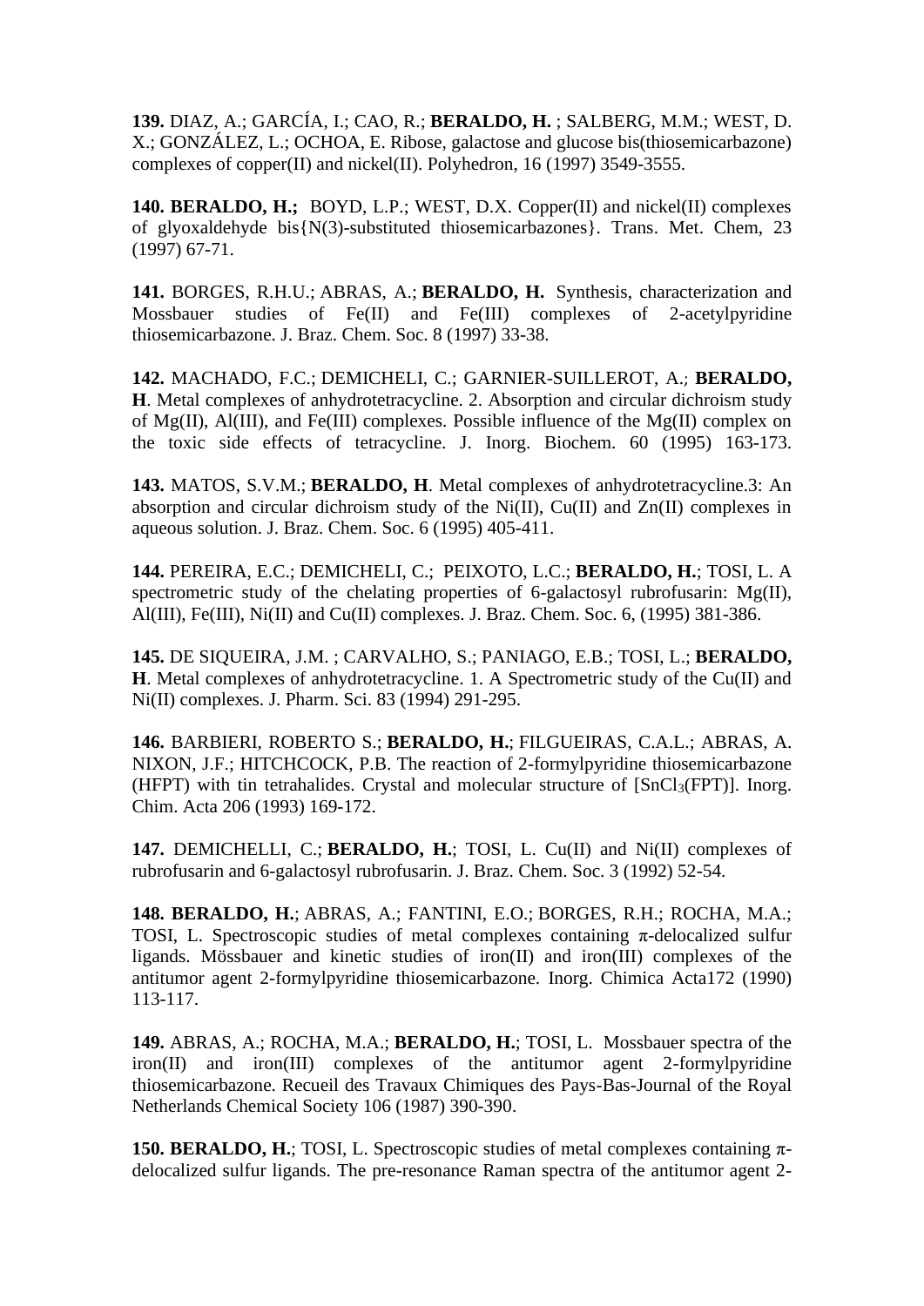**139.** DIAZ, A.; GARCÍA, I.; CAO, R.; **BERALDO, H.** ; SALBERG, M.M.; WEST, D. X.; GONZÁLEZ, L.; OCHOA, E. Ribose, galactose and glucose bis(thiosemicarbazone) complexes of copper(II) and nickel(II). Polyhedron, 16 (1997) 3549-3555.

**140. BERALDO, H.;** BOYD, L.P.; WEST, D.X. Copper(II) and nickel(II) complexes of glyoxaldehyde bis{N(3)-substituted thiosemicarbazones}. Trans. Met. Chem, 23 (1997) 67-71.

**141.** BORGES, R.H.U.; ABRAS, A.; **BERALDO, H.** Synthesis, characterization and Mossbauer studies of Fe(II) and Fe(III) complexes of 2-acetylpyridine thiosemicarbazone. J. Braz. Chem. Soc. 8 (1997) 33-38.

**142.** MACHADO, F.C.; DEMICHELI, C.; GARNIER-SUILLEROT, A.; **BERALDO, H**. Metal complexes of anhydrotetracycline. 2. Absorption and circular dichroism study of Mg(II), Al(III), and Fe(III) complexes. Possible influence of the Mg(II) complex on the toxic side effects of tetracycline. J. Inorg. Biochem. 60 (1995) 163-173.

**143.** MATOS, S.V.M.; **BERALDO, H**. Metal complexes of anhydrotetracycline.3: An absorption and circular dichroism study of the Ni(II), Cu(II) and Zn(II) complexes in aqueous solution. J. Braz. Chem. Soc. 6 (1995) 405-411.

**144.** PEREIRA, E.C.; DEMICHELI, C.; PEIXOTO, L.C.; **BERALDO, H.**; TOSI, L. A spectrometric study of the chelating properties of 6-galactosyl rubrofusarin: Mg(II), Al(III), Fe(III), Ni(II) and Cu(II) complexes. J. Braz. Chem. Soc. 6, (1995) 381-386.

**145.** DE SIQUEIRA, J.M. ; CARVALHO, S.; PANIAGO, E.B.; TOSI, L.; **BERALDO, H**. Metal complexes of anhydrotetracycline. 1. A Spectrometric study of the Cu(II) and Ni(II) complexes. J. Pharm. Sci. 83 (1994) 291-295.

**146.** BARBIERI, ROBERTO S.; **BERALDO, H.**; FILGUEIRAS, C.A.L.; ABRAS, A. NIXON, J.F.; HITCHCOCK, P.B. The reaction of 2-formylpyridine thiosemicarbazone (HFPT) with tin tetrahalides. Crystal and molecular structure of [$SnCl_3$(FPT)]. Inorg. Chim. Acta 206 (1993) 169-172.

**147.** DEMICHELLI, C.; **BERALDO, H.**; TOSI, L. Cu(II) and Ni(II) complexes of rubrofusarin and 6-galactosyl rubrofusarin. J. Braz. Chem. Soc. 3 (1992) 52-54.

**148. BERALDO, H.**; ABRAS, A.; FANTINI, E.O.; BORGES, R.H.; ROCHA, M.A.; TOSI, L. Spectroscopic studies of metal complexes containing $\pi$-delocalized sulfur ligands. Mössbauer and kinetic studies of iron(II) and iron(III) complexes of the antitumor agent 2-formylpyridine thiosemicarbazone. Inorg. Chimica Acta172 (1990) 113-117.

**149.** ABRAS, A.; ROCHA, M.A.; **BERALDO, H.**; TOSI, L. Mossbauer spectra of the iron(II) and iron(III) complexes of the antitumor agent 2-formylpyridine thiosemicarbazone. Recueil des Travaux Chimiques des Pays-Bas-Journal of the Royal Netherlands Chemical Society 106 (1987) 390-390.

**150. BERALDO, H.**; TOSI, L. Spectroscopic studies of metal complexes containing $\pi$-delocalized sulfur ligands. The pre-resonance Raman spectra of the antitumor agent 2-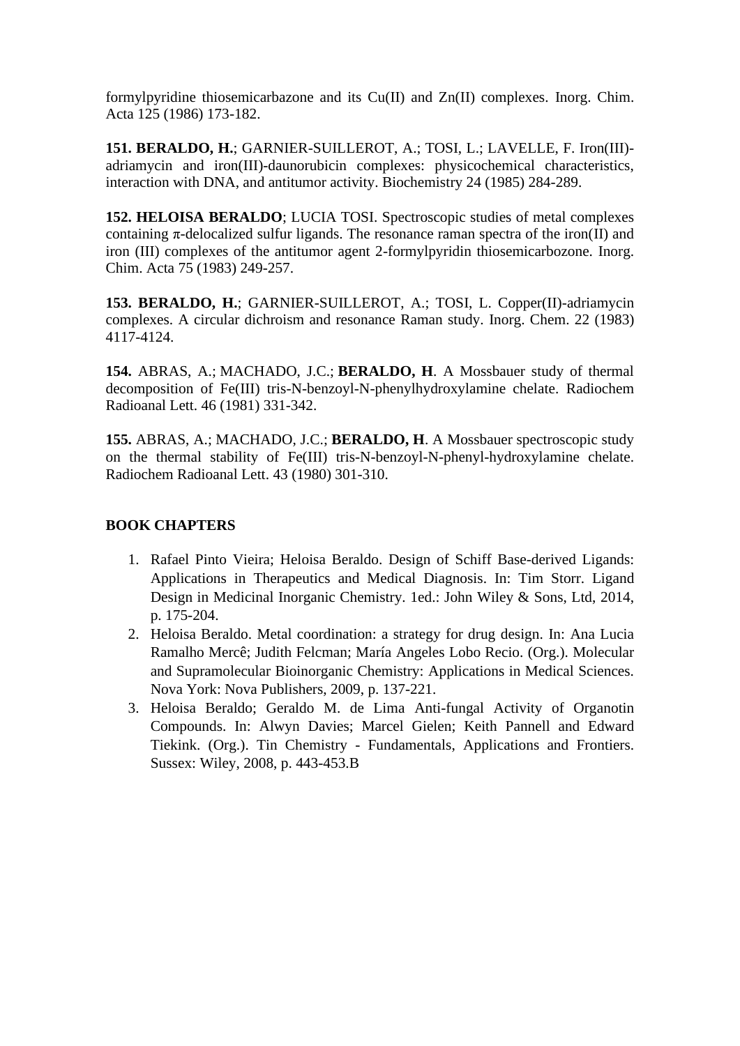formylpyridine thiosemicarbazone and its Cu(II) and Zn(II) complexes. Inorg. Chim. Acta 125 (1986) 173-182.

**151. BERALDO, H.**; GARNIER-SUILLEROT, A.; TOSI, L.; LAVELLE, F. Iron(III)-adriamycin and iron(III)-daunorubicin complexes: physicochemical characteristics, interaction with DNA, and antitumor activity. Biochemistry 24 (1985) 284-289.

**152. HELOISA BERALDO**; LUCIA TOSI. Spectroscopic studies of metal complexes containing $\pi$-delocalized sulfur ligands. The resonance raman spectra of the iron(II) and iron (III) complexes of the antitumor agent 2-formylpyridin thiosemicarbozone. Inorg. Chim. Acta 75 (1983) 249-257.

**153. BERALDO, H.**; GARNIER-SUILLEROT, A.; TOSI, L. Copper(II)-adriamycin complexes. A circular dichroism and resonance Raman study. Inorg. Chem. 22 (1983) 4117-4124.

**154.** ABRAS, A.; MACHADO, J.C.; **BERALDO, H**. A Mossbauer study of thermal decomposition of Fe(III) tris-N-benzoyl-N-phenylhydroxylamine chelate. Radiochem Radioanal Lett. 46 (1981) 331-342.

**155.** ABRAS, A.; MACHADO, J.C.; **BERALDO, H**. A Mossbauer spectroscopic study on the thermal stability of Fe(III) tris-N-benzoyl-N-phenyl-hydroxylamine chelate. Radiochem Radioanal Lett. 43 (1980) 301-310.

## BOOK CHAPTERS

1. Rafael Pinto Vieira; Heloisa Beraldo. Design of Schiff Base-derived Ligands: Applications in Therapeutics and Medical Diagnosis. In: Tim Storr. Ligand Design in Medicinal Inorganic Chemistry. 1ed.: John Wiley & Sons, Ltd, 2014, p. 175-204.
2. Heloisa Beraldo. Metal coordination: a strategy for drug design. In: Ana Lucia Ramalho Mercê; Judith Felcman; María Angeles Lobo Recio. (Org.). Molecular and Supramolecular Bioinorganic Chemistry: Applications in Medical Sciences. Nova York: Nova Publishers, 2009, p. 137-221.
3. Heloisa Beraldo; Geraldo M. de Lima Anti-fungal Activity of Organotin Compounds. In: Alwyn Davies; Marcel Gielen; Keith Pannell and Edward Tiekink. (Org.). Tin Chemistry - Fundamentals, Applications and Frontiers. Sussex: Wiley, 2008, p. 443-453.B